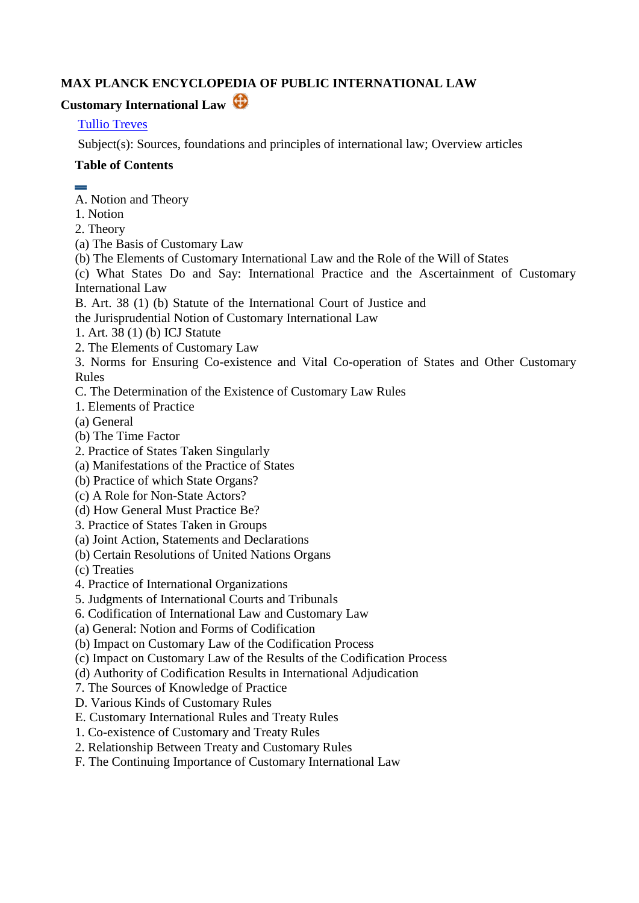**MAX PLANCK ENCYCLOPEDIA OF PUBLIC INTERNATIONAL LAW**

# Customary International Law

Tullio Treves

Subject(s): Sources, foundations and principles of international law; Overview articles

## Table of Contents

A. Notion and Theory
1. Notion
2. Theory
(a) The Basis of Customary Law
(b) The Elements of Customary International Law and the Role of the Will of States
(c) What States Do and Say: International Practice and the Ascertainment of Customary International Law
B. Art. 38 (1) (b) Statute of the International Court of Justice and the Jurisprudential Notion of Customary International Law
1. Art. 38 (1) (b) ICJ Statute
2. The Elements of Customary Law
3. Norms for Ensuring Co-existence and Vital Co-operation of States and Other Customary Rules
C. The Determination of the Existence of Customary Law Rules
1. Elements of Practice
(a) General
(b) The Time Factor
2. Practice of States Taken Singularly
(a) Manifestations of the Practice of States
(b) Practice of which State Organs?
(c) A Role for Non-State Actors?
(d) How General Must Practice Be?
3. Practice of States Taken in Groups
(a) Joint Action, Statements and Declarations
(b) Certain Resolutions of United Nations Organs
(c) Treaties
4. Practice of International Organizations
5. Judgments of International Courts and Tribunals
6. Codification of International Law and Customary Law
(a) General: Notion and Forms of Codification
(b) Impact on Customary Law of the Codification Process
(c) Impact on Customary Law of the Results of the Codification Process
(d) Authority of Codification Results in International Adjudication
7. The Sources of Knowledge of Practice
D. Various Kinds of Customary Rules
E. Customary International Rules and Treaty Rules
1. Co-existence of Customary and Treaty Rules
2. Relationship Between Treaty and Customary Rules
F. The Continuing Importance of Customary International Law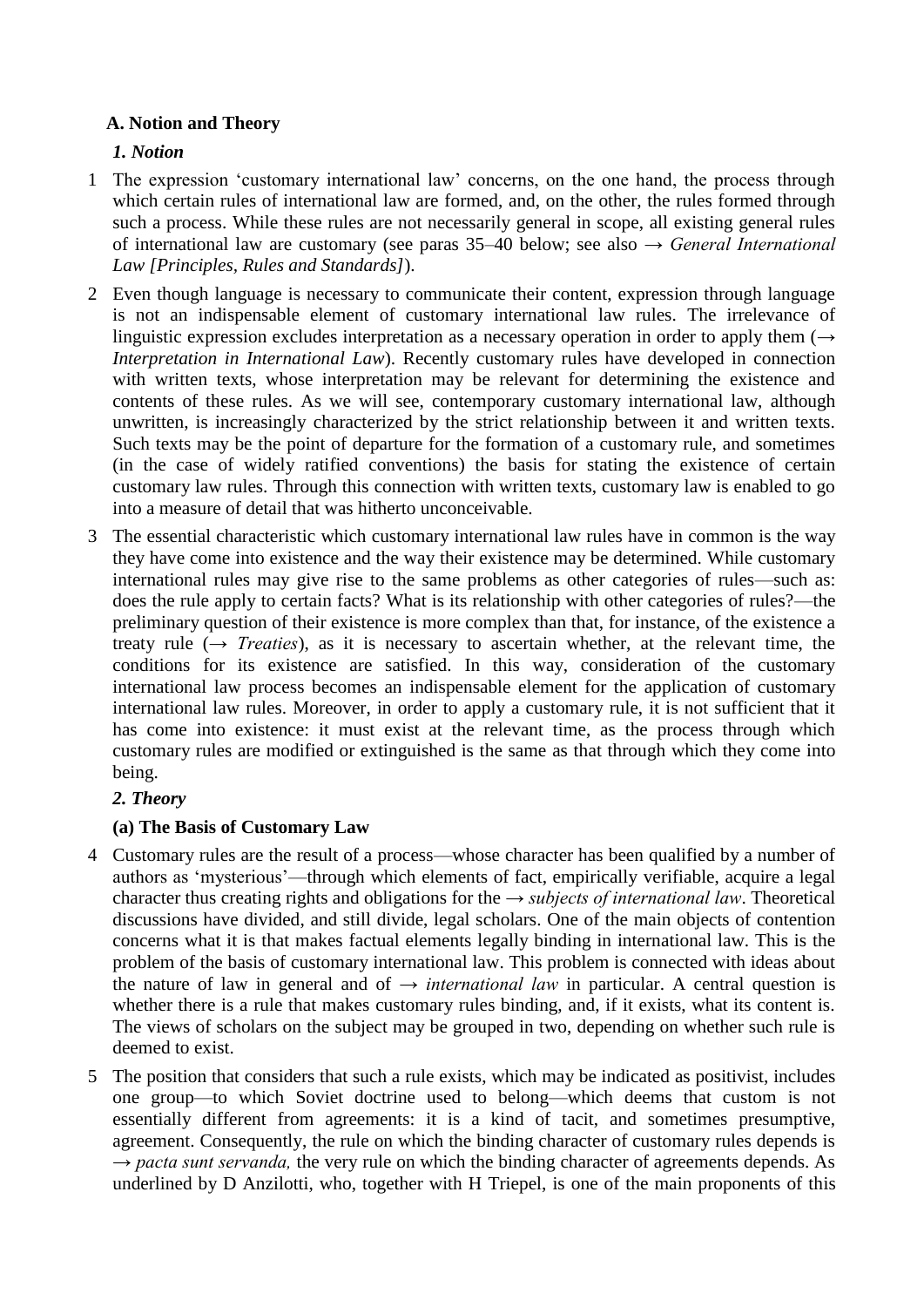## A. Notion and Theory

### *1. Notion*

1 The expression 'customary international law' concerns, on the one hand, the process through which certain rules of international law are formed, and, on the other, the rules formed through such a process. While these rules are not necessarily general in scope, all existing general rules of international law are customary (see paras 35–40 below; see also → *General International Law [Principles, Rules and Standards]*).

2 Even though language is necessary to communicate their content, expression through language is not an indispensable element of customary international law rules. The irrelevance of linguistic expression excludes interpretation as a necessary operation in order to apply them (→ *Interpretation in International Law*). Recently customary rules have developed in connection with written texts, whose interpretation may be relevant for determining the existence and contents of these rules. As we will see, contemporary customary international law, although unwritten, is increasingly characterized by the strict relationship between it and written texts. Such texts may be the point of departure for the formation of a customary rule, and sometimes (in the case of widely ratified conventions) the basis for stating the existence of certain customary law rules. Through this connection with written texts, customary law is enabled to go into a measure of detail that was hitherto unconceivable.

3 The essential characteristic which customary international law rules have in common is the way they have come into existence and the way their existence may be determined. While customary international rules may give rise to the same problems as other categories of rules—such as: does the rule apply to certain facts? What is its relationship with other categories of rules?—the preliminary question of their existence is more complex than that, for instance, of the existence a treaty rule (→ *Treaties*), as it is necessary to ascertain whether, at the relevant time, the conditions for its existence are satisfied. In this way, consideration of the customary international law process becomes an indispensable element for the application of customary international law rules. Moreover, in order to apply a customary rule, it is not sufficient that it has come into existence: it must exist at the relevant time, as the process through which customary rules are modified or extinguished is the same as that through which they come into being.

### *2. Theory*

#### (a) The Basis of Customary Law

4 Customary rules are the result of a process—whose character has been qualified by a number of authors as 'mysterious'—through which elements of fact, empirically verifiable, acquire a legal character thus creating rights and obligations for the → *subjects of international law*. Theoretical discussions have divided, and still divide, legal scholars. One of the main objects of contention concerns what it is that makes factual elements legally binding in international law. This is the problem of the basis of customary international law. This problem is connected with ideas about the nature of law in general and of → *international law* in particular. A central question is whether there is a rule that makes customary rules binding, and, if it exists, what its content is. The views of scholars on the subject may be grouped in two, depending on whether such rule is deemed to exist.

5 The position that considers that such a rule exists, which may be indicated as positivist, includes one group—to which Soviet doctrine used to belong—which deems that custom is not essentially different from agreements: it is a kind of tacit, and sometimes presumptive, agreement. Consequently, the rule on which the binding character of customary rules depends is → *pacta sunt servanda,* the very rule on which the binding character of agreements depends. As underlined by D Anzilotti, who, together with H Triepel, is one of the main proponents of this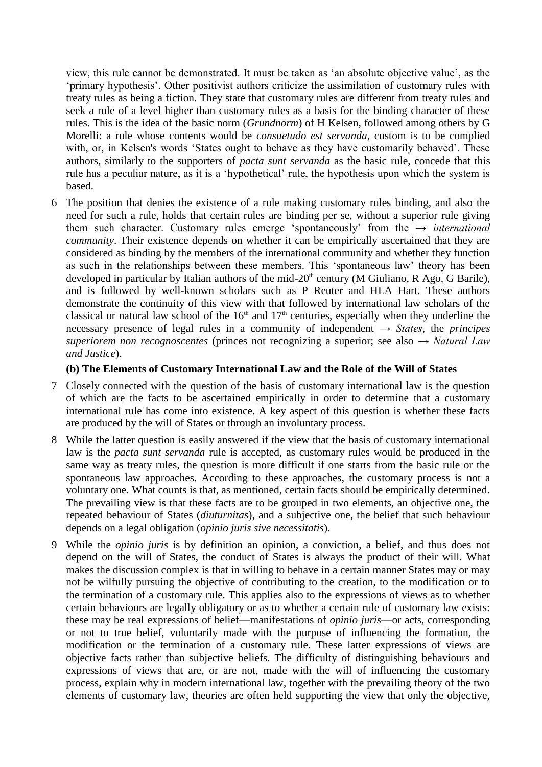view, this rule cannot be demonstrated. It must be taken as 'an absolute objective value', as the 'primary hypothesis'. Other positivist authors criticize the assimilation of customary rules with treaty rules as being a fiction. They state that customary rules are different from treaty rules and seek a rule of a level higher than customary rules as a basis for the binding character of these rules. This is the idea of the basic norm (*Grundnorm*) of H Kelsen, followed among others by G Morelli: a rule whose contents would be *consuetudo est servanda*, custom is to be complied with, or, in Kelsen's words 'States ought to behave as they have customarily behaved'. These authors, similarly to the supporters of *pacta sunt servanda* as the basic rule, concede that this rule has a peculiar nature, as it is a 'hypothetical' rule, the hypothesis upon which the system is based.

6 The position that denies the existence of a rule making customary rules binding, and also the need for such a rule, holds that certain rules are binding per se, without a superior rule giving them such character. Customary rules emerge 'spontaneously' from the → *international community*. Their existence depends on whether it can be empirically ascertained that they are considered as binding by the members of the international community and whether they function as such in the relationships between these members. This 'spontaneous law' theory has been developed in particular by Italian authors of the mid-20th century (M Giuliano, R Ago, G Barile), and is followed by well-known scholars such as P Reuter and HLA Hart. These authors demonstrate the continuity of this view with that followed by international law scholars of the classical or natural law school of the 16th and 17th centuries, especially when they underline the necessary presence of legal rules in a community of independent → *States*, the *principes superiorem non recognoscentes* (princes not recognizing a superior; see also → *Natural Law and Justice*).

### (b) The Elements of Customary International Law and the Role of the Will of States

7 Closely connected with the question of the basis of customary international law is the question of which are the facts to be ascertained empirically in order to determine that a customary international rule has come into existence. A key aspect of this question is whether these facts are produced by the will of States or through an involuntary process.

8 While the latter question is easily answered if the view that the basis of customary international law is the *pacta sunt servanda* rule is accepted, as customary rules would be produced in the same way as treaty rules, the question is more difficult if one starts from the basic rule or the spontaneous law approaches. According to these approaches, the customary process is not a voluntary one. What counts is that, as mentioned, certain facts should be empirically determined. The prevailing view is that these facts are to be grouped in two elements, an objective one, the repeated behaviour of States (*diuturnitas*), and a subjective one, the belief that such behaviour depends on a legal obligation (*opinio juris sive necessitatis*).

9 While the *opinio juris* is by definition an opinion, a conviction, a belief, and thus does not depend on the will of States, the conduct of States is always the product of their will. What makes the discussion complex is that in willing to behave in a certain manner States may or may not be wilfully pursuing the objective of contributing to the creation, to the modification or to the termination of a customary rule. This applies also to the expressions of views as to whether certain behaviours are legally obligatory or as to whether a certain rule of customary law exists: these may be real expressions of belief—manifestations of *opinio juris*—or acts, corresponding or not to true belief, voluntarily made with the purpose of influencing the formation, the modification or the termination of a customary rule. These latter expressions of views are objective facts rather than subjective beliefs. The difficulty of distinguishing behaviours and expressions of views that are, or are not, made with the will of influencing the customary process, explain why in modern international law, together with the prevailing theory of the two elements of customary law, theories are often held supporting the view that only the objective,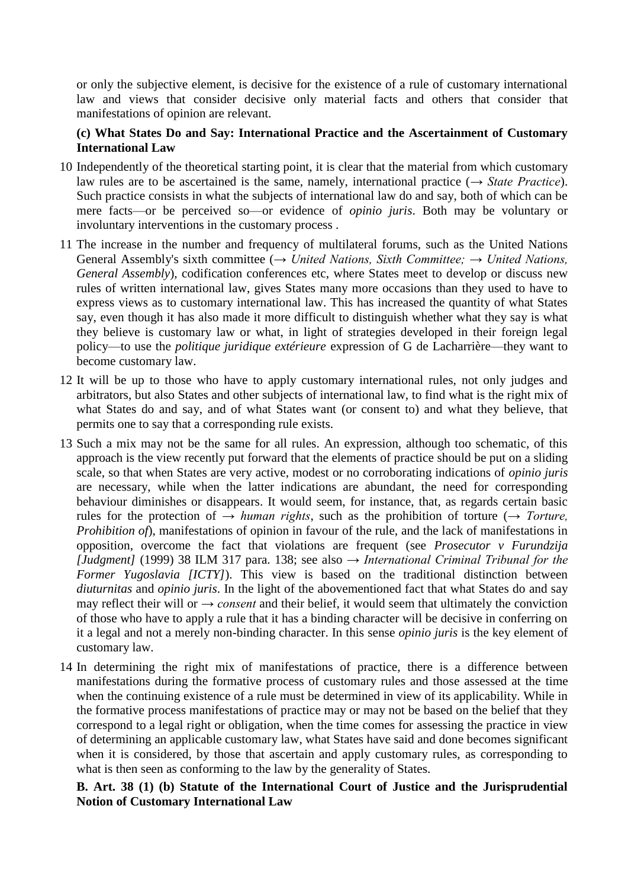or only the subjective element, is decisive for the existence of a rule of customary international law and views that consider decisive only material facts and others that consider that manifestations of opinion are relevant.

### (c) What States Do and Say: International Practice and the Ascertainment of Customary International Law

10 Independently of the theoretical starting point, it is clear that the material from which customary law rules are to be ascertained is the same, namely, international practice (→ *State Practice*). Such practice consists in what the subjects of international law do and say, both of which can be mere facts—or be perceived so—or evidence of *opinio juris*. Both may be voluntary or involuntary interventions in the customary process .

11 The increase in the number and frequency of multilateral forums, such as the United Nations General Assembly's sixth committee (→ *United Nations, Sixth Committee;* → *United Nations, General Assembly*), codification conferences etc, where States meet to develop or discuss new rules of written international law, gives States many more occasions than they used to have to express views as to customary international law. This has increased the quantity of what States say, even though it has also made it more difficult to distinguish whether what they say is what they believe is customary law or what, in light of strategies developed in their foreign legal policy—to use the *politique juridique extérieure* expression of G de Lacharrière—they want to become customary law.

12 It will be up to those who have to apply customary international rules, not only judges and arbitrators, but also States and other subjects of international law, to find what is the right mix of what States do and say, and of what States want (or consent to) and what they believe, that permits one to say that a corresponding rule exists.

13 Such a mix may not be the same for all rules. An expression, although too schematic, of this approach is the view recently put forward that the elements of practice should be put on a sliding scale, so that when States are very active, modest or no corroborating indications of *opinio juris* are necessary, while when the latter indications are abundant, the need for corresponding behaviour diminishes or disappears. It would seem, for instance, that, as regards certain basic rules for the protection of → *human rights*, such as the prohibition of torture (→ *Torture, Prohibition of*), manifestations of opinion in favour of the rule, and the lack of manifestations in opposition, overcome the fact that violations are frequent (see *Prosecutor v Furundzija [Judgment]* (1999) 38 ILM 317 para. 138; see also → *International Criminal Tribunal for the Former Yugoslavia [ICTY]*). This view is based on the traditional distinction between *diuturnitas* and *opinio juris*. In the light of the abovementioned fact that what States do and say may reflect their will or → *consent* and their belief, it would seem that ultimately the conviction of those who have to apply a rule that it has a binding character will be decisive in conferring on it a legal and not a merely non-binding character. In this sense *opinio juris* is the key element of customary law.

14 In determining the right mix of manifestations of practice, there is a difference between manifestations during the formative process of customary rules and those assessed at the time when the continuing existence of a rule must be determined in view of its applicability. While in the formative process manifestations of practice may or may not be based on the belief that they correspond to a legal right or obligation, when the time comes for assessing the practice in view of determining an applicable customary law, what States have said and done becomes significant when it is considered, by those that ascertain and apply customary rules, as corresponding to what is then seen as conforming to the law by the generality of States.

## B. Art. 38 (1) (b) Statute of the International Court of Justice and the Jurisprudential Notion of Customary International Law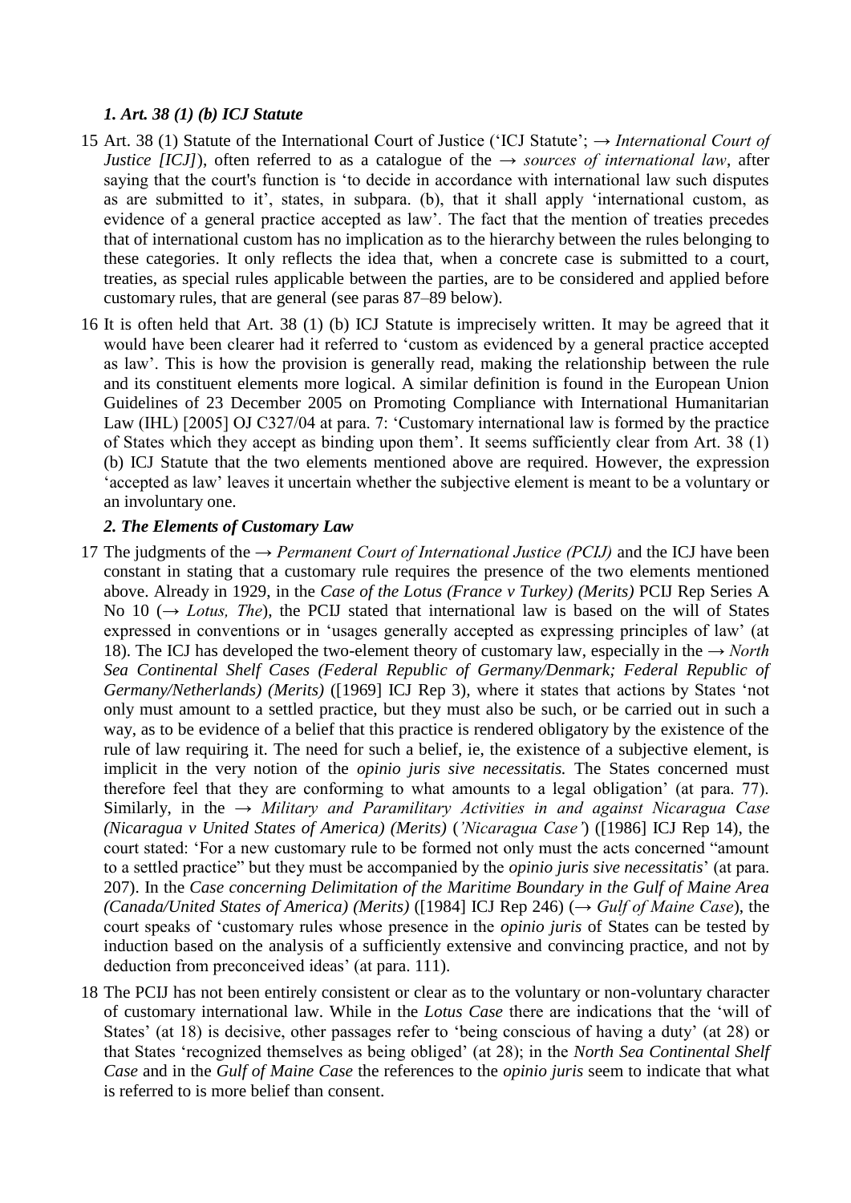### *1. Art. 38 (1) (b) ICJ Statute*

15 Art. 38 (1) Statute of the International Court of Justice ('ICJ Statute'; → *International Court of Justice [ICJ]*), often referred to as a catalogue of the → *sources of international law*, after saying that the court's function is 'to decide in accordance with international law such disputes as are submitted to it', states, in subpara. (b), that it shall apply 'international custom, as evidence of a general practice accepted as law'. The fact that the mention of treaties precedes that of international custom has no implication as to the hierarchy between the rules belonging to these categories. It only reflects the idea that, when a concrete case is submitted to a court, treaties, as special rules applicable between the parties, are to be considered and applied before customary rules, that are general (see paras 87–89 below).

16 It is often held that Art. 38 (1) (b) ICJ Statute is imprecisely written. It may be agreed that it would have been clearer had it referred to 'custom as evidenced by a general practice accepted as law'. This is how the provision is generally read, making the relationship between the rule and its constituent elements more logical. A similar definition is found in the European Union Guidelines of 23 December 2005 on Promoting Compliance with International Humanitarian Law (IHL) [2005] OJ C327/04 at para. 7: 'Customary international law is formed by the practice of States which they accept as binding upon them'. It seems sufficiently clear from Art. 38 (1) (b) ICJ Statute that the two elements mentioned above are required. However, the expression 'accepted as law' leaves it uncertain whether the subjective element is meant to be a voluntary or an involuntary one.

### *2. The Elements of Customary Law*

17 The judgments of the → *Permanent Court of International Justice (PCIJ)* and the ICJ have been constant in stating that a customary rule requires the presence of the two elements mentioned above. Already in 1929, in the *Case of the Lotus (France v Turkey) (Merits)* PCIJ Rep Series A No 10 (→ *Lotus, The*), the PCIJ stated that international law is based on the will of States expressed in conventions or in 'usages generally accepted as expressing principles of law' (at 18). The ICJ has developed the two-element theory of customary law, especially in the → *North Sea Continental Shelf Cases (Federal Republic of Germany/Denmark; Federal Republic of Germany/Netherlands) (Merits)* ([1969] ICJ Rep 3), where it states that actions by States 'not only must amount to a settled practice, but they must also be such, or be carried out in such a way, as to be evidence of a belief that this practice is rendered obligatory by the existence of the rule of law requiring it. The need for such a belief, ie, the existence of a subjective element, is implicit in the very notion of the *opinio juris sive necessitatis.* The States concerned must therefore feel that they are conforming to what amounts to a legal obligation' (at para. 77). Similarly, in the → *Military and Paramilitary Activities in and against Nicaragua Case (Nicaragua v United States of America) (Merits)* (*'Nicaragua Case'*) ([1986] ICJ Rep 14), the court stated: 'For a new customary rule to be formed not only must the acts concerned "amount to a settled practice" but they must be accompanied by the *opinio juris sive necessitatis*' (at para. 207). In the *Case concerning Delimitation of the Maritime Boundary in the Gulf of Maine Area (Canada/United States of America) (Merits)* ([1984] ICJ Rep 246) (→ *Gulf of Maine Case*), the court speaks of 'customary rules whose presence in the *opinio juris* of States can be tested by induction based on the analysis of a sufficiently extensive and convincing practice, and not by deduction from preconceived ideas' (at para. 111).

18 The PCIJ has not been entirely consistent or clear as to the voluntary or non-voluntary character of customary international law. While in the *Lotus Case* there are indications that the 'will of States' (at 18) is decisive, other passages refer to 'being conscious of having a duty' (at 28) or that States 'recognized themselves as being obliged' (at 28); in the *North Sea Continental Shelf Case* and in the *Gulf of Maine Case* the references to the *opinio juris* seem to indicate that what is referred to is more belief than consent.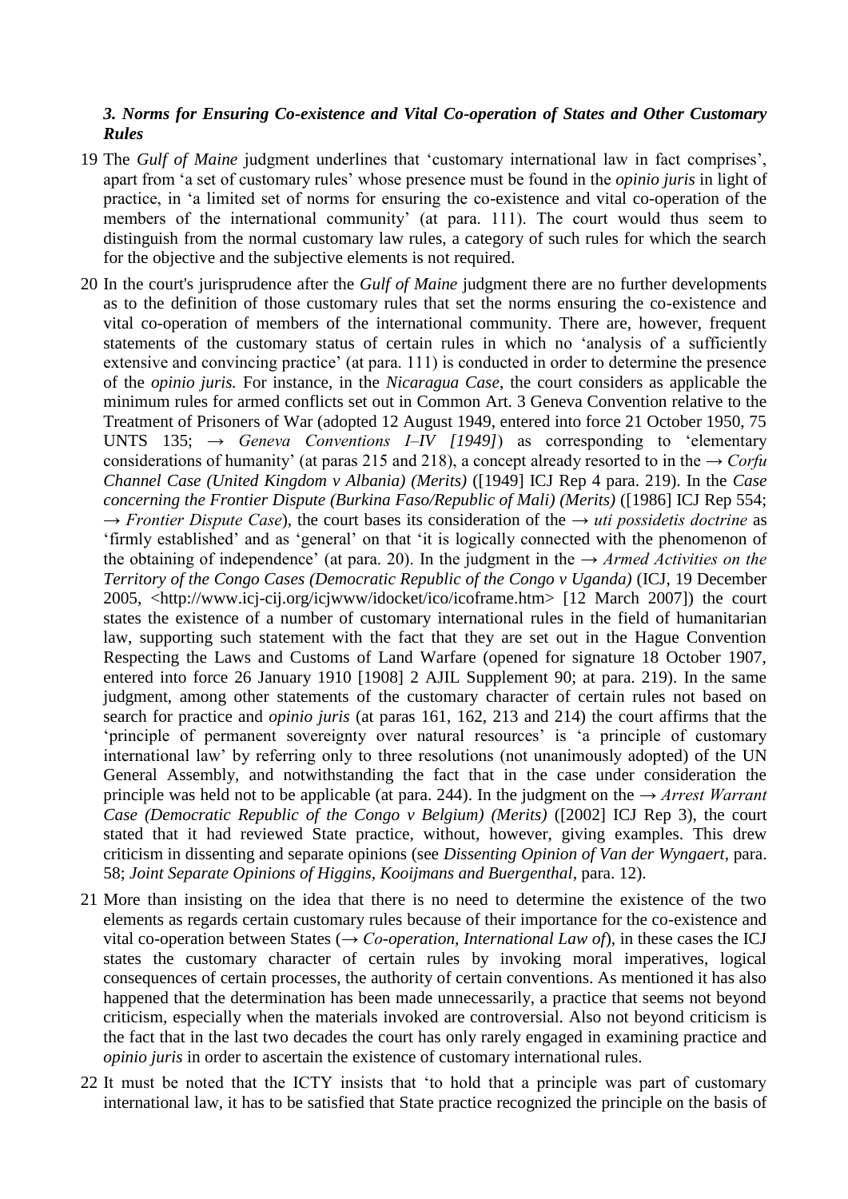### *3. Norms for Ensuring Co-existence and Vital Co-operation of States and Other Customary Rules*

19 The *Gulf of Maine* judgment underlines that 'customary international law in fact comprises', apart from 'a set of customary rules' whose presence must be found in the *opinio juris* in light of practice, in 'a limited set of norms for ensuring the co-existence and vital co-operation of the members of the international community' (at para. 111). The court would thus seem to distinguish from the normal customary law rules, a category of such rules for which the search for the objective and the subjective elements is not required.

20 In the court's jurisprudence after the *Gulf of Maine* judgment there are no further developments as to the definition of those customary rules that set the norms ensuring the co-existence and vital co-operation of members of the international community. There are, however, frequent statements of the customary status of certain rules in which no 'analysis of a sufficiently extensive and convincing practice' (at para. 111) is conducted in order to determine the presence of the *opinio juris.* For instance, in the *Nicaragua Case*, the court considers as applicable the minimum rules for armed conflicts set out in Common Art. 3 Geneva Convention relative to the Treatment of Prisoners of War (adopted 12 August 1949, entered into force 21 October 1950, 75 UNTS 135; → *Geneva Conventions I–IV [1949]*) as corresponding to 'elementary considerations of humanity' (at paras 215 and 218), a concept already resorted to in the → *Corfu Channel Case (United Kingdom v Albania) (Merits)* ([1949] ICJ Rep 4 para. 219). In the *Case concerning the Frontier Dispute (Burkina Faso/Republic of Mali) (Merits)* ([1986] ICJ Rep 554; → *Frontier Dispute Case*), the court bases its consideration of the → *uti possidetis doctrine* as 'firmly established' and as 'general' on that 'it is logically connected with the phenomenon of the obtaining of independence' (at para. 20). In the judgment in the → *Armed Activities on the Territory of the Congo Cases (Democratic Republic of the Congo v Uganda)* (ICJ, 19 December 2005, <http://www.icj-cij.org/icjwww/idocket/ico/icoframe.htm> [12 March 2007]) the court states the existence of a number of customary international rules in the field of humanitarian law, supporting such statement with the fact that they are set out in the Hague Convention Respecting the Laws and Customs of Land Warfare (opened for signature 18 October 1907, entered into force 26 January 1910 [1908] 2 AJIL Supplement 90; at para. 219). In the same judgment, among other statements of the customary character of certain rules not based on search for practice and *opinio juris* (at paras 161, 162, 213 and 214) the court affirms that the 'principle of permanent sovereignty over natural resources' is 'a principle of customary international law' by referring only to three resolutions (not unanimously adopted) of the UN General Assembly, and notwithstanding the fact that in the case under consideration the principle was held not to be applicable (at para. 244). In the judgment on the → *Arrest Warrant Case (Democratic Republic of the Congo v Belgium) (Merits)* ([2002] ICJ Rep 3), the court stated that it had reviewed State practice, without, however, giving examples. This drew criticism in dissenting and separate opinions (see *Dissenting Opinion of Van der Wyngaert*, para. 58; *Joint Separate Opinions of Higgins, Kooijmans and Buergenthal*, para. 12).

21 More than insisting on the idea that there is no need to determine the existence of the two elements as regards certain customary rules because of their importance for the co-existence and vital co-operation between States (→ *Co-operation, International Law of*), in these cases the ICJ states the customary character of certain rules by invoking moral imperatives, logical consequences of certain processes, the authority of certain conventions. As mentioned it has also happened that the determination has been made unnecessarily, a practice that seems not beyond criticism, especially when the materials invoked are controversial. Also not beyond criticism is the fact that in the last two decades the court has only rarely engaged in examining practice and *opinio juris* in order to ascertain the existence of customary international rules.

22 It must be noted that the ICTY insists that 'to hold that a principle was part of customary international law, it has to be satisfied that State practice recognized the principle on the basis of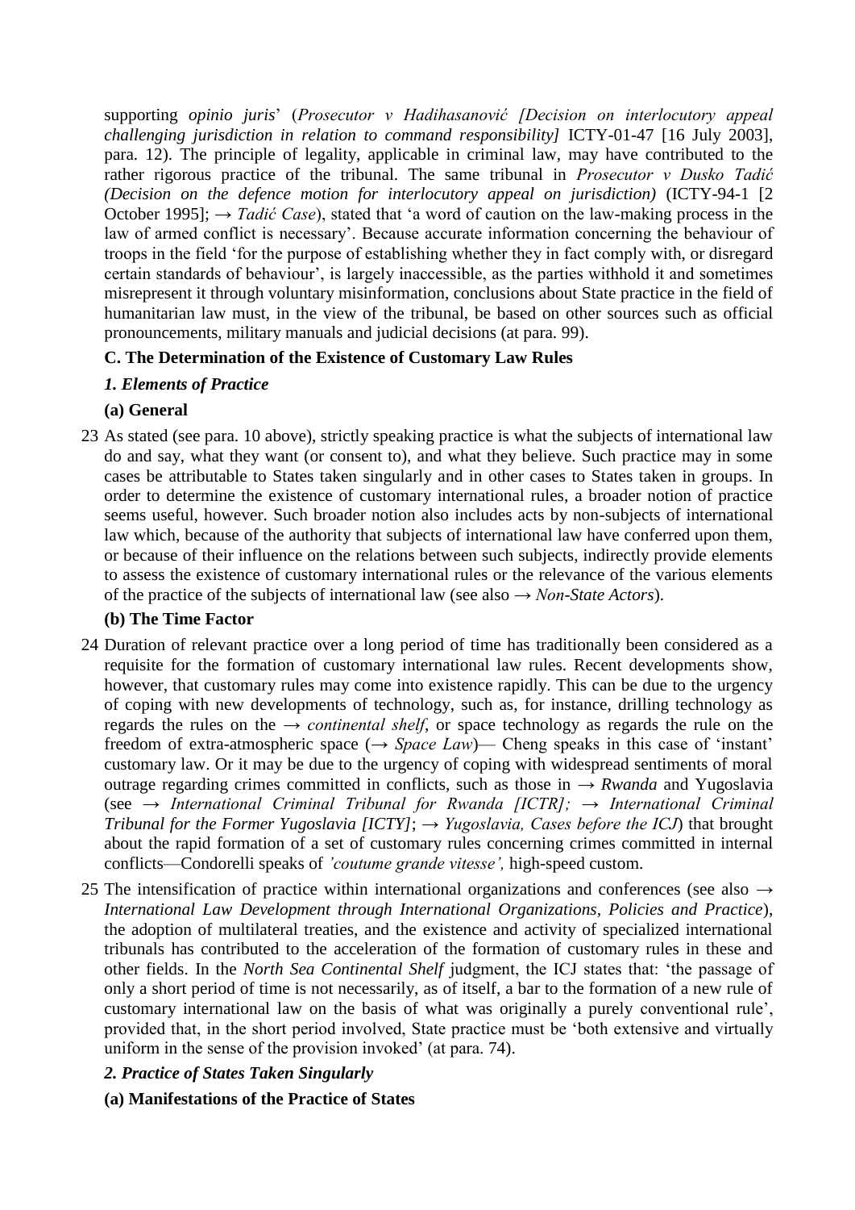supporting *opinio juris*' (*Prosecutor v Hadihasanović [Decision on interlocutory appeal challenging jurisdiction in relation to command responsibility]* ICTY-01-47 [16 July 2003], para. 12). The principle of legality, applicable in criminal law, may have contributed to the rather rigorous practice of the tribunal. The same tribunal in *Prosecutor v Dusko Tadić (Decision on the defence motion for interlocutory appeal on jurisdiction)* (ICTY-94-1 [2 October 1995]; → *Tadić Case*), stated that 'a word of caution on the law-making process in the law of armed conflict is necessary'. Because accurate information concerning the behaviour of troops in the field 'for the purpose of establishing whether they in fact comply with, or disregard certain standards of behaviour', is largely inaccessible, as the parties withhold it and sometimes misrepresent it through voluntary misinformation, conclusions about State practice in the field of humanitarian law must, in the view of the tribunal, be based on other sources such as official pronouncements, military manuals and judicial decisions (at para. 99).

## C. The Determination of the Existence of Customary Law Rules

### *1. Elements of Practice*

#### (a) General

23 As stated (see para. 10 above), strictly speaking practice is what the subjects of international law do and say, what they want (or consent to), and what they believe. Such practice may in some cases be attributable to States taken singularly and in other cases to States taken in groups. In order to determine the existence of customary international rules, a broader notion of practice seems useful, however. Such broader notion also includes acts by non-subjects of international law which, because of the authority that subjects of international law have conferred upon them, or because of their influence on the relations between such subjects, indirectly provide elements to assess the existence of customary international rules or the relevance of the various elements of the practice of the subjects of international law (see also → *Non-State Actors*).

#### (b) The Time Factor

24 Duration of relevant practice over a long period of time has traditionally been considered as a requisite for the formation of customary international law rules. Recent developments show, however, that customary rules may come into existence rapidly. This can be due to the urgency of coping with new developments of technology, such as, for instance, drilling technology as regards the rules on the → *continental shelf*, or space technology as regards the rule on the freedom of extra-atmospheric space (→ *Space Law*)— Cheng speaks in this case of 'instant' customary law. Or it may be due to the urgency of coping with widespread sentiments of moral outrage regarding crimes committed in conflicts, such as those in → *Rwanda* and Yugoslavia (see → *International Criminal Tribunal for Rwanda [ICTR]; → International Criminal Tribunal for the Former Yugoslavia [ICTY]*; → *Yugoslavia, Cases before the ICJ*) that brought about the rapid formation of a set of customary rules concerning crimes committed in internal conflicts—Condorelli speaks of *'coutume grande vitesse'*, high-speed custom.

25 The intensification of practice within international organizations and conferences (see also → *International Law Development through International Organizations, Policies and Practice*), the adoption of multilateral treaties, and the existence and activity of specialized international tribunals has contributed to the acceleration of the formation of customary rules in these and other fields. In the *North Sea Continental Shelf* judgment, the ICJ states that: 'the passage of only a short period of time is not necessarily, as of itself, a bar to the formation of a new rule of customary international law on the basis of what was originally a purely conventional rule', provided that, in the short period involved, State practice must be 'both extensive and virtually uniform in the sense of the provision invoked' (at para. 74).

### *2. Practice of States Taken Singularly*

#### (a) Manifestations of the Practice of States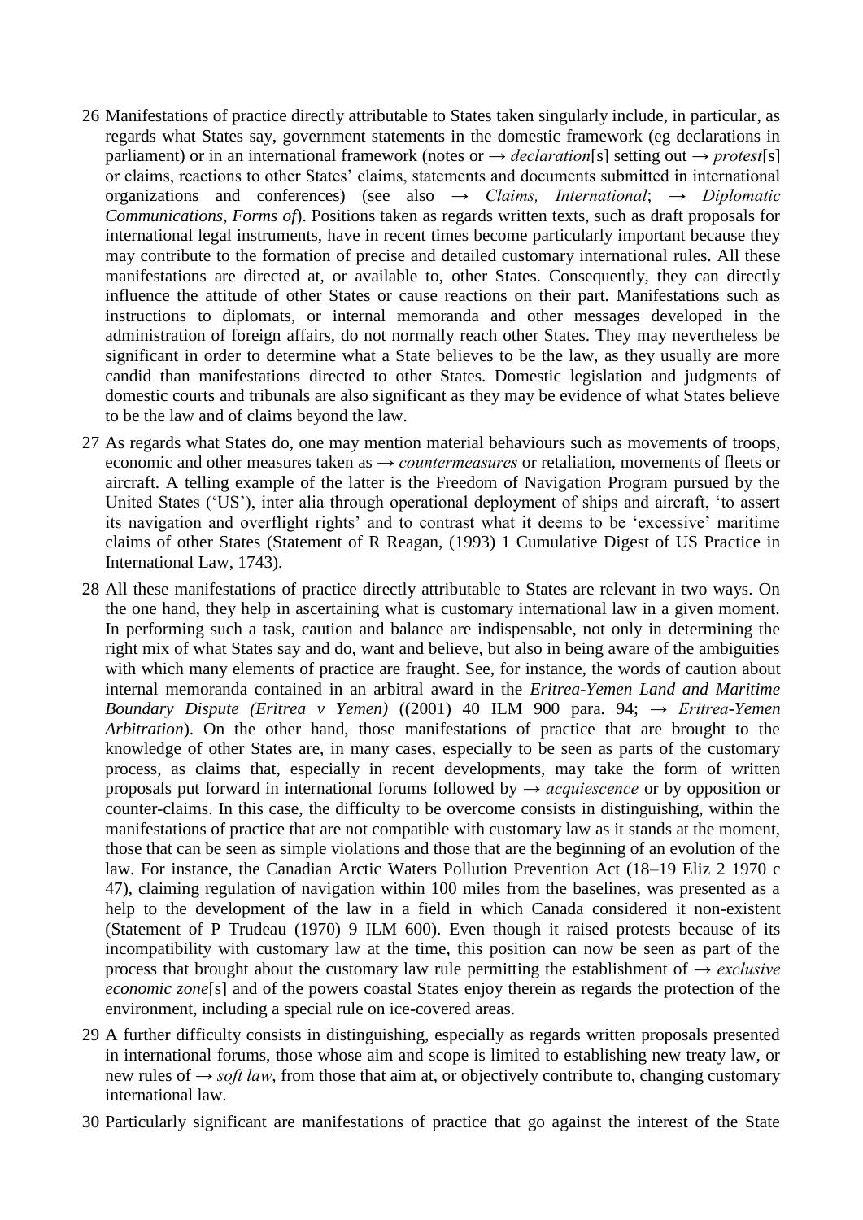26 Manifestations of practice directly attributable to States taken singularly include, in particular, as regards what States say, government statements in the domestic framework (eg declarations in parliament) or in an international framework (notes or → *declaration*[s] setting out → *protest*[s] or claims, reactions to other States' claims, statements and documents submitted in international organizations and conferences) (see also → *Claims, International*; → *Diplomatic Communications, Forms of*). Positions taken as regards written texts, such as draft proposals for international legal instruments, have in recent times become particularly important because they may contribute to the formation of precise and detailed customary international rules. All these manifestations are directed at, or available to, other States. Consequently, they can directly influence the attitude of other States or cause reactions on their part. Manifestations such as instructions to diplomats, or internal memoranda and other messages developed in the administration of foreign affairs, do not normally reach other States. They may nevertheless be significant in order to determine what a State believes to be the law, as they usually are more candid than manifestations directed to other States. Domestic legislation and judgments of domestic courts and tribunals are also significant as they may be evidence of what States believe to be the law and of claims beyond the law.

27 As regards what States do, one may mention material behaviours such as movements of troops, economic and other measures taken as → *countermeasures* or retaliation, movements of fleets or aircraft. A telling example of the latter is the Freedom of Navigation Program pursued by the United States ('US'), inter alia through operational deployment of ships and aircraft, 'to assert its navigation and overflight rights' and to contrast what it deems to be 'excessive' maritime claims of other States (Statement of R Reagan, (1993) 1 Cumulative Digest of US Practice in International Law, 1743).

28 All these manifestations of practice directly attributable to States are relevant in two ways. On the one hand, they help in ascertaining what is customary international law in a given moment. In performing such a task, caution and balance are indispensable, not only in determining the right mix of what States say and do, want and believe, but also in being aware of the ambiguities with which many elements of practice are fraught. See, for instance, the words of caution about internal memoranda contained in an arbitral award in the *Eritrea-Yemen Land and Maritime Boundary Dispute (Eritrea v Yemen)* ((2001) 40 ILM 900 para. 94; → *Eritrea-Yemen Arbitration*). On the other hand, those manifestations of practice that are brought to the knowledge of other States are, in many cases, especially to be seen as parts of the customary process, as claims that, especially in recent developments, may take the form of written proposals put forward in international forums followed by → *acquiescence* or by opposition or counter-claims. In this case, the difficulty to be overcome consists in distinguishing, within the manifestations of practice that are not compatible with customary law as it stands at the moment, those that can be seen as simple violations and those that are the beginning of an evolution of the law. For instance, the Canadian Arctic Waters Pollution Prevention Act (18–19 Eliz 2 1970 c 47), claiming regulation of navigation within 100 miles from the baselines, was presented as a help to the development of the law in a field in which Canada considered it non-existent (Statement of P Trudeau (1970) 9 ILM 600). Even though it raised protests because of its incompatibility with customary law at the time, this position can now be seen as part of the process that brought about the customary law rule permitting the establishment of → *exclusive economic zone*[s] and of the powers coastal States enjoy therein as regards the protection of the environment, including a special rule on ice-covered areas.

29 A further difficulty consists in distinguishing, especially as regards written proposals presented in international forums, those whose aim and scope is limited to establishing new treaty law, or new rules of → *soft law*, from those that aim at, or objectively contribute to, changing customary international law.

30 Particularly significant are manifestations of practice that go against the interest of the State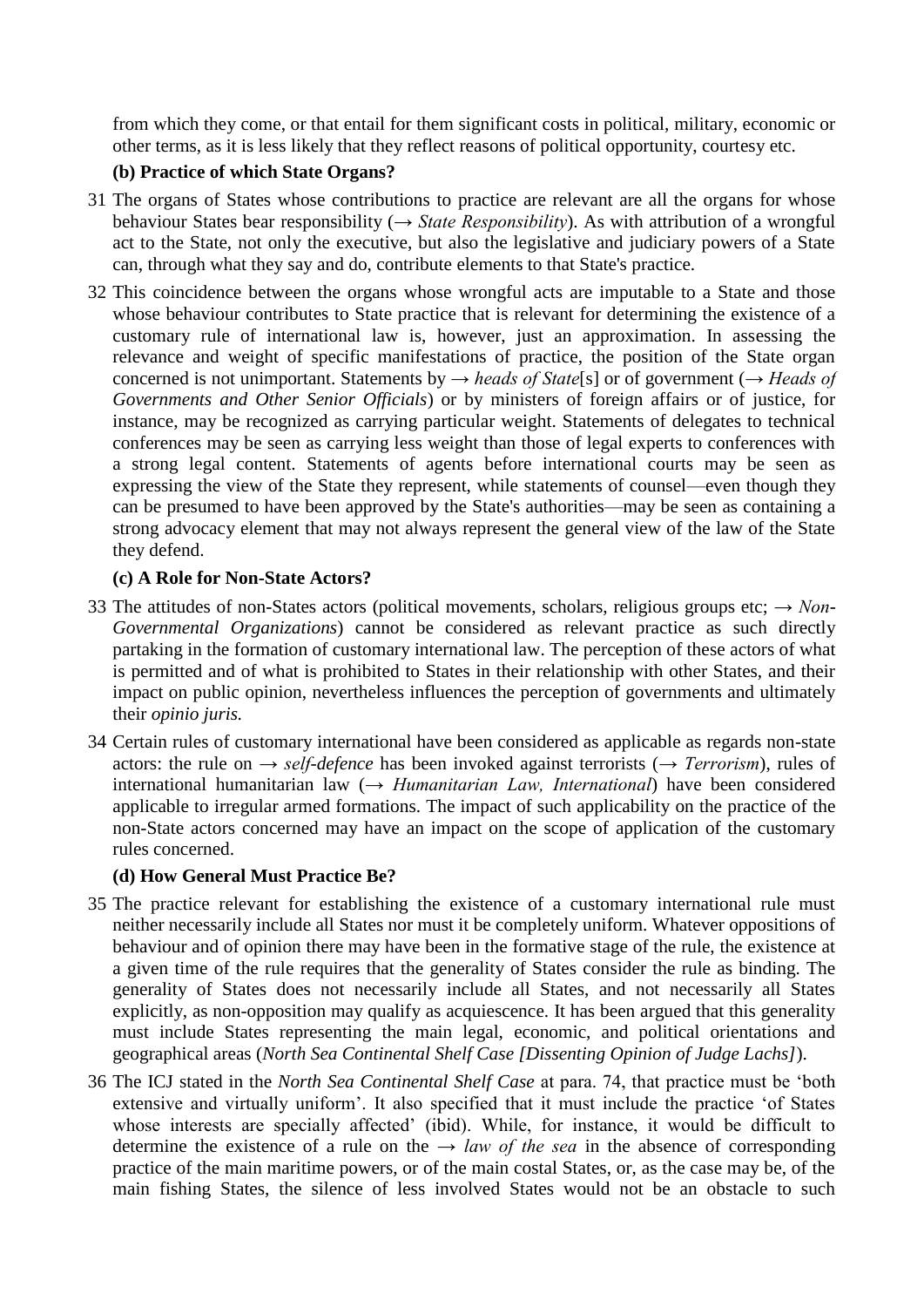from which they come, or that entail for them significant costs in political, military, economic or other terms, as it is less likely that they reflect reasons of political opportunity, courtesy etc.

### (b) Practice of which State Organs?

31 The organs of States whose contributions to practice are relevant are all the organs for whose behaviour States bear responsibility (→ *State Responsibility*). As with attribution of a wrongful act to the State, not only the executive, but also the legislative and judiciary powers of a State can, through what they say and do, contribute elements to that State's practice.

32 This coincidence between the organs whose wrongful acts are imputable to a State and those whose behaviour contributes to State practice that is relevant for determining the existence of a customary rule of international law is, however, just an approximation. In assessing the relevance and weight of specific manifestations of practice, the position of the State organ concerned is not unimportant. Statements by → *heads of State*[s] or of government (→ *Heads of Governments and Other Senior Officials*) or by ministers of foreign affairs or of justice, for instance, may be recognized as carrying particular weight. Statements of delegates to technical conferences may be seen as carrying less weight than those of legal experts to conferences with a strong legal content. Statements of agents before international courts may be seen as expressing the view of the State they represent, while statements of counsel—even though they can be presumed to have been approved by the State's authorities—may be seen as containing a strong advocacy element that may not always represent the general view of the law of the State they defend.

### (c) A Role for Non-State Actors?

33 The attitudes of non-States actors (political movements, scholars, religious groups etc; → *Non-Governmental Organizations*) cannot be considered as relevant practice as such directly partaking in the formation of customary international law. The perception of these actors of what is permitted and of what is prohibited to States in their relationship with other States, and their impact on public opinion, nevertheless influences the perception of governments and ultimately their *opinio juris.*

34 Certain rules of customary international have been considered as applicable as regards non-state actors: the rule on → *self-defence* has been invoked against terrorists (→ *Terrorism*), rules of international humanitarian law (→ *Humanitarian Law, International*) have been considered applicable to irregular armed formations. The impact of such applicability on the practice of the non-State actors concerned may have an impact on the scope of application of the customary rules concerned.

### (d) How General Must Practice Be?

35 The practice relevant for establishing the existence of a customary international rule must neither necessarily include all States nor must it be completely uniform. Whatever oppositions of behaviour and of opinion there may have been in the formative stage of the rule, the existence at a given time of the rule requires that the generality of States consider the rule as binding. The generality of States does not necessarily include all States, and not necessarily all States explicitly, as non-opposition may qualify as acquiescence. It has been argued that this generality must include States representing the main legal, economic, and political orientations and geographical areas (*North Sea Continental Shelf Case [Dissenting Opinion of Judge Lachs]*).

36 The ICJ stated in the *North Sea Continental Shelf Case* at para. 74, that practice must be 'both extensive and virtually uniform'. It also specified that it must include the practice 'of States whose interests are specially affected' (ibid). While, for instance, it would be difficult to determine the existence of a rule on the → *law of the sea* in the absence of corresponding practice of the main maritime powers, or of the main costal States, or, as the case may be, of the main fishing States, the silence of less involved States would not be an obstacle to such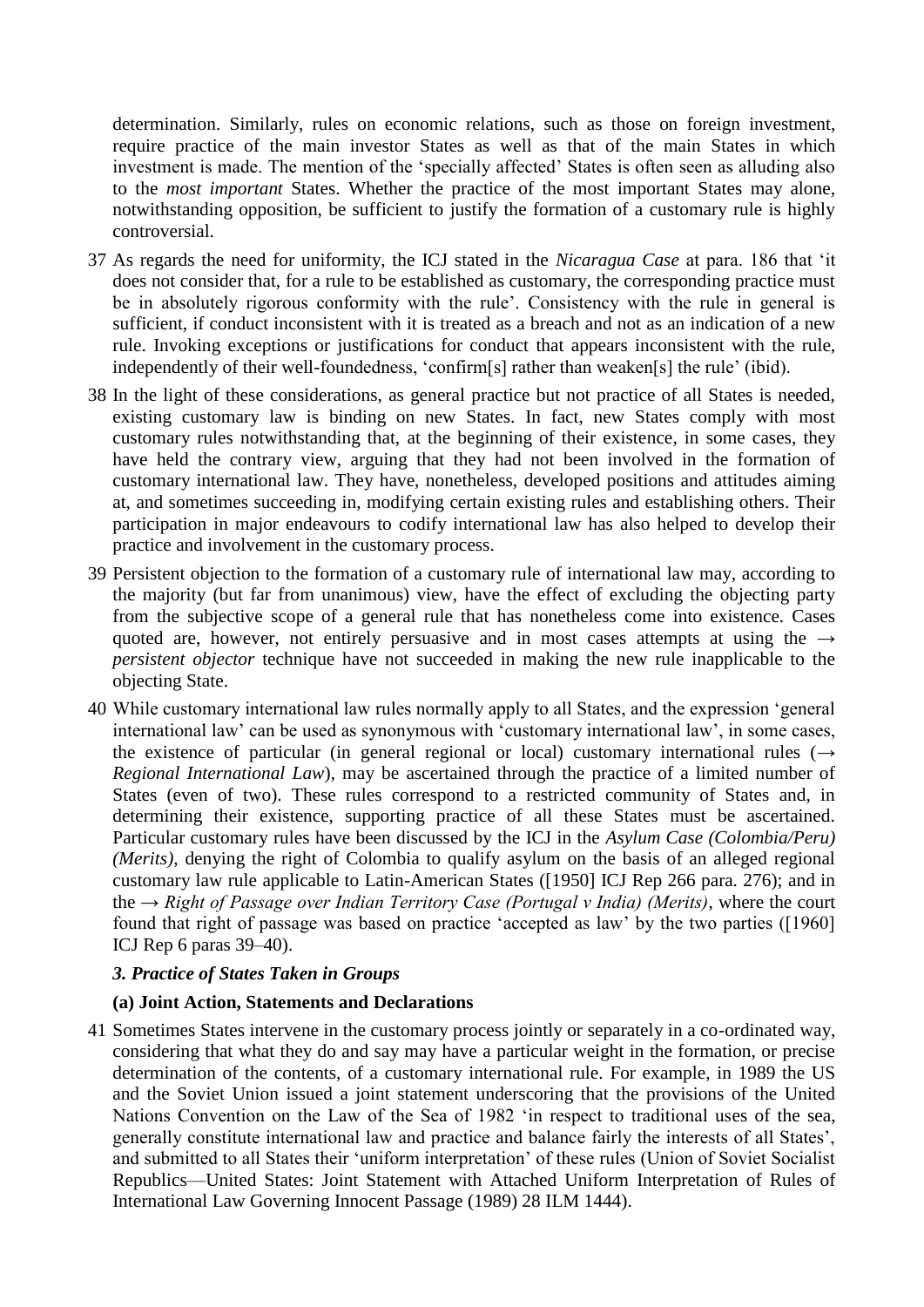determination. Similarly, rules on economic relations, such as those on foreign investment, require practice of the main investor States as well as that of the main States in which investment is made. The mention of the 'specially affected' States is often seen as alluding also to the *most important* States. Whether the practice of the most important States may alone, notwithstanding opposition, be sufficient to justify the formation of a customary rule is highly controversial.

37 As regards the need for uniformity, the ICJ stated in the *Nicaragua Case* at para. 186 that 'it does not consider that, for a rule to be established as customary, the corresponding practice must be in absolutely rigorous conformity with the rule'. Consistency with the rule in general is sufficient, if conduct inconsistent with it is treated as a breach and not as an indication of a new rule. Invoking exceptions or justifications for conduct that appears inconsistent with the rule, independently of their well-foundedness, 'confirm[s] rather than weaken[s] the rule' (ibid).

38 In the light of these considerations, as general practice but not practice of all States is needed, existing customary law is binding on new States. In fact, new States comply with most customary rules notwithstanding that, at the beginning of their existence, in some cases, they have held the contrary view, arguing that they had not been involved in the formation of customary international law. They have, nonetheless, developed positions and attitudes aiming at, and sometimes succeeding in, modifying certain existing rules and establishing others. Their participation in major endeavours to codify international law has also helped to develop their practice and involvement in the customary process.

39 Persistent objection to the formation of a customary rule of international law may, according to the majority (but far from unanimous) view, have the effect of excluding the objecting party from the subjective scope of a general rule that has nonetheless come into existence. Cases quoted are, however, not entirely persuasive and in most cases attempts at using the → *persistent objector* technique have not succeeded in making the new rule inapplicable to the objecting State.

40 While customary international law rules normally apply to all States, and the expression 'general international law' can be used as synonymous with 'customary international law', in some cases, the existence of particular (in general regional or local) customary international rules (→ *Regional International Law*), may be ascertained through the practice of a limited number of States (even of two). These rules correspond to a restricted community of States and, in determining their existence, supporting practice of all these States must be ascertained. Particular customary rules have been discussed by the ICJ in the *Asylum Case (Colombia/Peru) (Merits)*, denying the right of Colombia to qualify asylum on the basis of an alleged regional customary law rule applicable to Latin-American States ([1950] ICJ Rep 266 para. 276); and in the → *Right of Passage over Indian Territory Case (Portugal v India) (Merits)*, where the court found that right of passage was based on practice 'accepted as law' by the two parties ([1960] ICJ Rep 6 paras 39–40).

### *3. Practice of States Taken in Groups*

#### (a) Joint Action, Statements and Declarations

41 Sometimes States intervene in the customary process jointly or separately in a co-ordinated way, considering that what they do and say may have a particular weight in the formation, or precise determination of the contents, of a customary international rule. For example, in 1989 the US and the Soviet Union issued a joint statement underscoring that the provisions of the United Nations Convention on the Law of the Sea of 1982 'in respect to traditional uses of the sea, generally constitute international law and practice and balance fairly the interests of all States', and submitted to all States their 'uniform interpretation' of these rules (Union of Soviet Socialist Republics—United States: Joint Statement with Attached Uniform Interpretation of Rules of International Law Governing Innocent Passage (1989) 28 ILM 1444).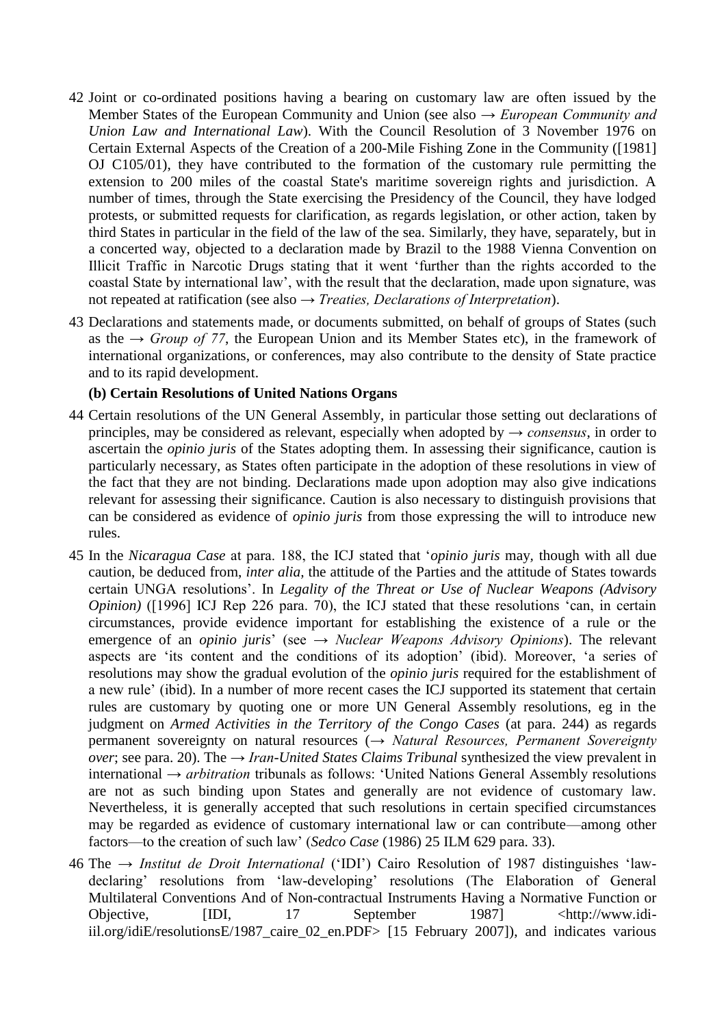42 Joint or co-ordinated positions having a bearing on customary law are often issued by the Member States of the European Community and Union (see also → *European Community and Union Law and International Law*). With the Council Resolution of 3 November 1976 on Certain External Aspects of the Creation of a 200-Mile Fishing Zone in the Community ([1981] OJ C105/01), they have contributed to the formation of the customary rule permitting the extension to 200 miles of the coastal State's maritime sovereign rights and jurisdiction. A number of times, through the State exercising the Presidency of the Council, they have lodged protests, or submitted requests for clarification, as regards legislation, or other action, taken by third States in particular in the field of the law of the sea. Similarly, they have, separately, but in a concerted way, objected to a declaration made by Brazil to the 1988 Vienna Convention on Illicit Traffic in Narcotic Drugs stating that it went 'further than the rights accorded to the coastal State by international law', with the result that the declaration, made upon signature, was not repeated at ratification (see also → *Treaties, Declarations of Interpretation*).

43 Declarations and statements made, or documents submitted, on behalf of groups of States (such as the → *Group of 77*, the European Union and its Member States etc), in the framework of international organizations, or conferences, may also contribute to the density of State practice and to its rapid development.

**(b) Certain Resolutions of United Nations Organs**

44 Certain resolutions of the UN General Assembly, in particular those setting out declarations of principles, may be considered as relevant, especially when adopted by → *consensus*, in order to ascertain the *opinio juris* of the States adopting them. In assessing their significance, caution is particularly necessary, as States often participate in the adoption of these resolutions in view of the fact that they are not binding. Declarations made upon adoption may also give indications relevant for assessing their significance. Caution is also necessary to distinguish provisions that can be considered as evidence of *opinio juris* from those expressing the will to introduce new rules.

45 In the *Nicaragua Case* at para. 188, the ICJ stated that '*opinio juris* may, though with all due caution, be deduced from, *inter alia,* the attitude of the Parties and the attitude of States towards certain UNGA resolutions'. In *Legality of the Threat or Use of Nuclear Weapons (Advisory Opinion)* ([1996] ICJ Rep 226 para. 70), the ICJ stated that these resolutions 'can, in certain circumstances, provide evidence important for establishing the existence of a rule or the emergence of an *opinio juris*' (see → *Nuclear Weapons Advisory Opinions*). The relevant aspects are 'its content and the conditions of its adoption' (ibid). Moreover, 'a series of resolutions may show the gradual evolution of the *opinio juris* required for the establishment of a new rule' (ibid). In a number of more recent cases the ICJ supported its statement that certain rules are customary by quoting one or more UN General Assembly resolutions, eg in the judgment on *Armed Activities in the Territory of the Congo Cases* (at para. 244) as regards permanent sovereignty on natural resources (→ *Natural Resources, Permanent Sovereignty over*; see para. 20). The → *Iran-United States Claims Tribunal* synthesized the view prevalent in international → *arbitration* tribunals as follows: 'United Nations General Assembly resolutions are not as such binding upon States and generally are not evidence of customary law. Nevertheless, it is generally accepted that such resolutions in certain specified circumstances may be regarded as evidence of customary international law or can contribute—among other factors—to the creation of such law' (*Sedco Case* (1986) 25 ILM 629 para. 33).

46 The → *Institut de Droit International* ('IDI') Cairo Resolution of 1987 distinguishes 'law-declaring' resolutions from 'law-developing' resolutions (The Elaboration of General Multilateral Conventions And of Non-contractual Instruments Having a Normative Function or Objective, [IDI, 17 September 1987] <http://www.idi-iil.org/idiE/resolutionsE/1987_caire_02_en.PDF> [15 February 2007]), and indicates various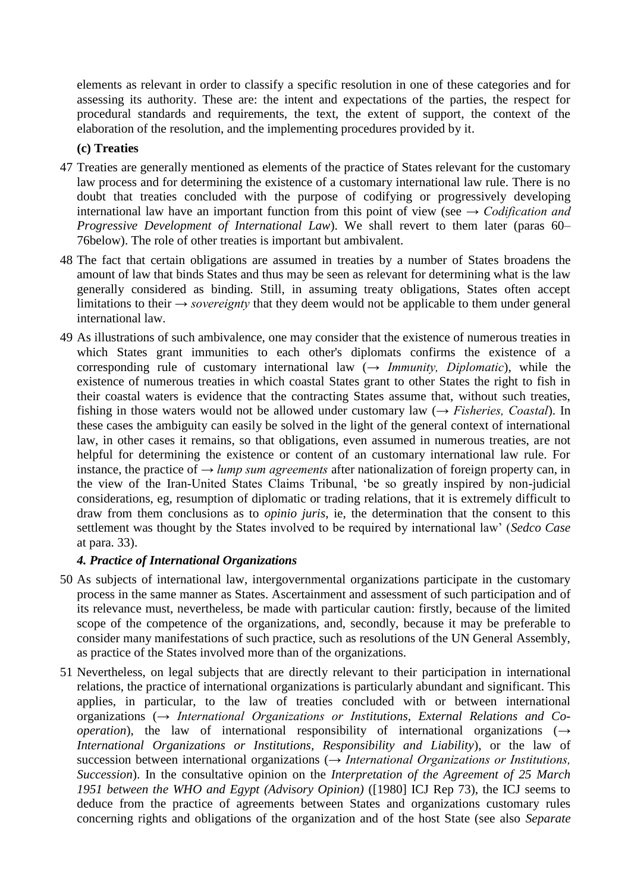elements as relevant in order to classify a specific resolution in one of these categories and for assessing its authority. These are: the intent and expectations of the parties, the respect for procedural standards and requirements, the text, the extent of support, the context of the elaboration of the resolution, and the implementing procedures provided by it.

**(c) Treaties**

47 Treaties are generally mentioned as elements of the practice of States relevant for the customary law process and for determining the existence of a customary international law rule. There is no doubt that treaties concluded with the purpose of codifying or progressively developing international law have an important function from this point of view (see → *Codification and Progressive Development of International Law*). We shall revert to them later (paras 60–76below). The role of other treaties is important but ambivalent.

48 The fact that certain obligations are assumed in treaties by a number of States broadens the amount of law that binds States and thus may be seen as relevant for determining what is the law generally considered as binding. Still, in assuming treaty obligations, States often accept limitations to their → *sovereignty* that they deem would not be applicable to them under general international law.

49 As illustrations of such ambivalence, one may consider that the existence of numerous treaties in which States grant immunities to each other's diplomats confirms the existence of a corresponding rule of customary international law (→ *Immunity, Diplomatic*), while the existence of numerous treaties in which coastal States grant to other States the right to fish in their coastal waters is evidence that the contracting States assume that, without such treaties, fishing in those waters would not be allowed under customary law (→ *Fisheries, Coastal*). In these cases the ambiguity can easily be solved in the light of the general context of international law, in other cases it remains, so that obligations, even assumed in numerous treaties, are not helpful for determining the existence or content of an customary international law rule. For instance, the practice of → *lump sum agreements* after nationalization of foreign property can, in the view of the Iran-United States Claims Tribunal, 'be so greatly inspired by non-judicial considerations, eg, resumption of diplomatic or trading relations, that it is extremely difficult to draw from them conclusions as to *opinio juris*, ie, the determination that the consent to this settlement was thought by the States involved to be required by international law' (*Sedco Case* at para. 33).

***4. Practice of International Organizations***

50 As subjects of international law, intergovernmental organizations participate in the customary process in the same manner as States. Ascertainment and assessment of such participation and of its relevance must, nevertheless, be made with particular caution: firstly, because of the limited scope of the competence of the organizations, and, secondly, because it may be preferable to consider many manifestations of such practice, such as resolutions of the UN General Assembly, as practice of the States involved more than of the organizations.

51 Nevertheless, on legal subjects that are directly relevant to their participation in international relations, the practice of international organizations is particularly abundant and significant. This applies, in particular, to the law of treaties concluded with or between international organizations (→ *International Organizations or Institutions, External Relations and Co-operation*), the law of international responsibility of international organizations (→ *International Organizations or Institutions, Responsibility and Liability*), or the law of succession between international organizations (→ *International Organizations or Institutions, Succession*). In the consultative opinion on the *Interpretation of the Agreement of 25 March 1951 between the WHO and Egypt (Advisory Opinion)* ([1980] ICJ Rep 73), the ICJ seems to deduce from the practice of agreements between States and organizations customary rules concerning rights and obligations of the organization and of the host State (see also *Separate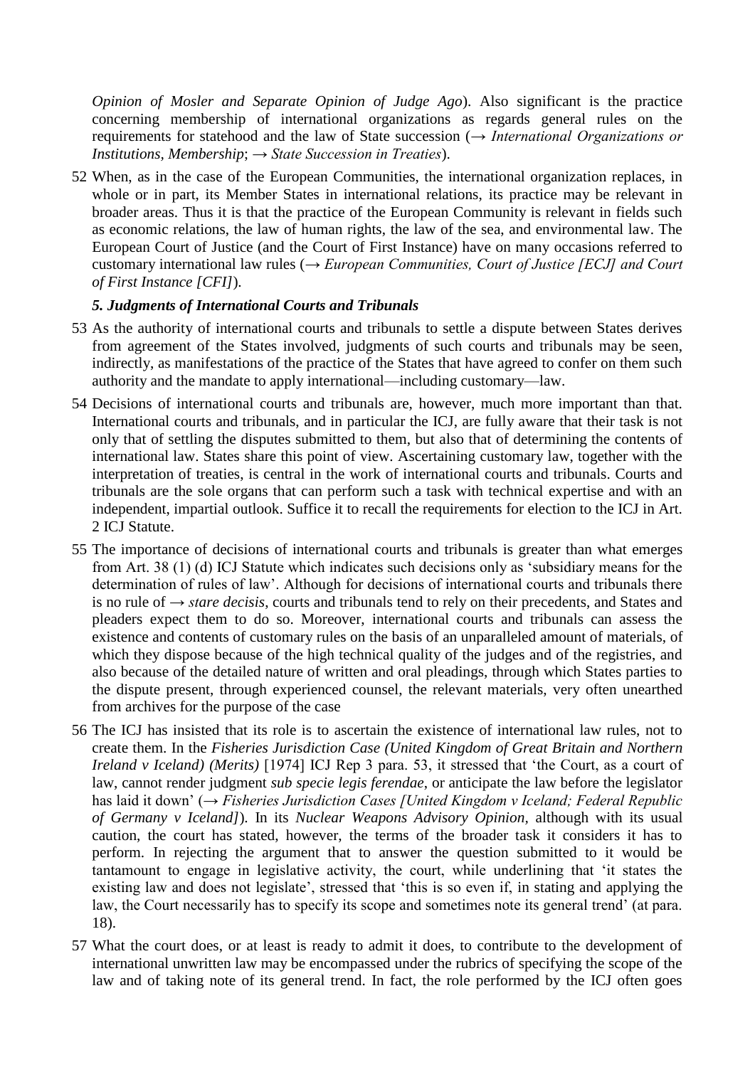*Opinion of Mosler and Separate Opinion of Judge Ago*). Also significant is the practice concerning membership of international organizations as regards general rules on the requirements for statehood and the law of State succession (→ *International Organizations or Institutions, Membership*; → *State Succession in Treaties*).

52 When, as in the case of the European Communities, the international organization replaces, in whole or in part, its Member States in international relations, its practice may be relevant in broader areas. Thus it is that the practice of the European Community is relevant in fields such as economic relations, the law of human rights, the law of the sea, and environmental law. The European Court of Justice (and the Court of First Instance) have on many occasions referred to customary international law rules (→ *European Communities, Court of Justice [ECJ] and Court of First Instance [CFI]*).

### *5. Judgments of International Courts and Tribunals*

53 As the authority of international courts and tribunals to settle a dispute between States derives from agreement of the States involved, judgments of such courts and tribunals may be seen, indirectly, as manifestations of the practice of the States that have agreed to confer on them such authority and the mandate to apply international—including customary—law.

54 Decisions of international courts and tribunals are, however, much more important than that. International courts and tribunals, and in particular the ICJ, are fully aware that their task is not only that of settling the disputes submitted to them, but also that of determining the contents of international law. States share this point of view. Ascertaining customary law, together with the interpretation of treaties, is central in the work of international courts and tribunals. Courts and tribunals are the sole organs that can perform such a task with technical expertise and with an independent, impartial outlook. Suffice it to recall the requirements for election to the ICJ in Art. 2 ICJ Statute.

55 The importance of decisions of international courts and tribunals is greater than what emerges from Art. 38 (1) (d) ICJ Statute which indicates such decisions only as 'subsidiary means for the determination of rules of law'. Although for decisions of international courts and tribunals there is no rule of → *stare decisis*, courts and tribunals tend to rely on their precedents, and States and pleaders expect them to do so. Moreover, international courts and tribunals can assess the existence and contents of customary rules on the basis of an unparalleled amount of materials, of which they dispose because of the high technical quality of the judges and of the registries, and also because of the detailed nature of written and oral pleadings, through which States parties to the dispute present, through experienced counsel, the relevant materials, very often unearthed from archives for the purpose of the case

56 The ICJ has insisted that its role is to ascertain the existence of international law rules, not to create them. In the *Fisheries Jurisdiction Case (United Kingdom of Great Britain and Northern Ireland v Iceland) (Merits)* [1974] ICJ Rep 3 para. 53, it stressed that 'the Court, as a court of law, cannot render judgment *sub specie legis ferendae*, or anticipate the law before the legislator has laid it down' (→ *Fisheries Jurisdiction Cases [United Kingdom v Iceland; Federal Republic of Germany v Iceland]*). In its *Nuclear Weapons Advisory Opinion*, although with its usual caution, the court has stated, however, the terms of the broader task it considers it has to perform. In rejecting the argument that to answer the question submitted to it would be tantamount to engage in legislative activity, the court, while underlining that 'it states the existing law and does not legislate', stressed that 'this is so even if, in stating and applying the law, the Court necessarily has to specify its scope and sometimes note its general trend' (at para. 18).

57 What the court does, or at least is ready to admit it does, to contribute to the development of international unwritten law may be encompassed under the rubrics of specifying the scope of the law and of taking note of its general trend. In fact, the role performed by the ICJ often goes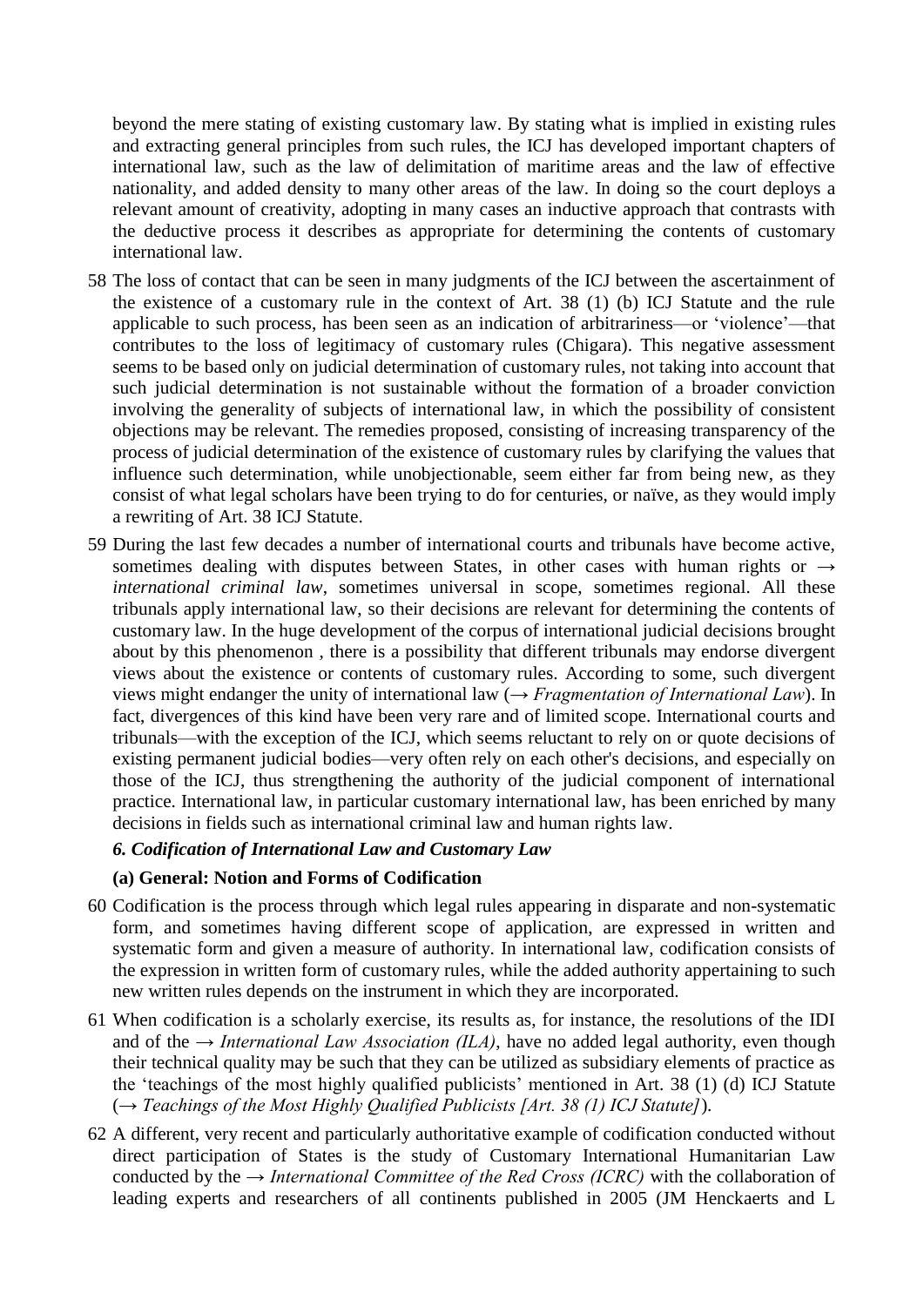beyond the mere stating of existing customary law. By stating what is implied in existing rules and extracting general principles from such rules, the ICJ has developed important chapters of international law, such as the law of delimitation of maritime areas and the law of effective nationality, and added density to many other areas of the law. In doing so the court deploys a relevant amount of creativity, adopting in many cases an inductive approach that contrasts with the deductive process it describes as appropriate for determining the contents of customary international law.

58 The loss of contact that can be seen in many judgments of the ICJ between the ascertainment of the existence of a customary rule in the context of Art. 38 (1) (b) ICJ Statute and the rule applicable to such process, has been seen as an indication of arbitrariness—or 'violence'—that contributes to the loss of legitimacy of customary rules (Chigara). This negative assessment seems to be based only on judicial determination of customary rules, not taking into account that such judicial determination is not sustainable without the formation of a broader conviction involving the generality of subjects of international law, in which the possibility of consistent objections may be relevant. The remedies proposed, consisting of increasing transparency of the process of judicial determination of the existence of customary rules by clarifying the values that influence such determination, while unobjectionable, seem either far from being new, as they consist of what legal scholars have been trying to do for centuries, or naïve, as they would imply a rewriting of Art. 38 ICJ Statute.

59 During the last few decades a number of international courts and tribunals have become active, sometimes dealing with disputes between States, in other cases with human rights or → *international criminal law*, sometimes universal in scope, sometimes regional. All these tribunals apply international law, so their decisions are relevant for determining the contents of customary law. In the huge development of the corpus of international judicial decisions brought about by this phenomenon , there is a possibility that different tribunals may endorse divergent views about the existence or contents of customary rules. According to some, such divergent views might endanger the unity of international law (→ *Fragmentation of International Law*). In fact, divergences of this kind have been very rare and of limited scope. International courts and tribunals—with the exception of the ICJ, which seems reluctant to rely on or quote decisions of existing permanent judicial bodies—very often rely on each other's decisions, and especially on those of the ICJ, thus strengthening the authority of the judicial component of international practice. International law, in particular customary international law, has been enriched by many decisions in fields such as international criminal law and human rights law.

### *6. Codification of International Law and Customary Law*

#### (a) General: Notion and Forms of Codification

60 Codification is the process through which legal rules appearing in disparate and non-systematic form, and sometimes having different scope of application, are expressed in written and systematic form and given a measure of authority. In international law, codification consists of the expression in written form of customary rules, while the added authority appertaining to such new written rules depends on the instrument in which they are incorporated.

61 When codification is a scholarly exercise, its results as, for instance, the resolutions of the IDI and of the → *International Law Association (ILA)*, have no added legal authority, even though their technical quality may be such that they can be utilized as subsidiary elements of practice as the 'teachings of the most highly qualified publicists' mentioned in Art. 38 (1) (d) ICJ Statute (→ *Teachings of the Most Highly Qualified Publicists [Art. 38 (1) ICJ Statute]*).

62 A different, very recent and particularly authoritative example of codification conducted without direct participation of States is the study of Customary International Humanitarian Law conducted by the → *International Committee of the Red Cross (ICRC)* with the collaboration of leading experts and researchers of all continents published in 2005 (JM Henckaerts and L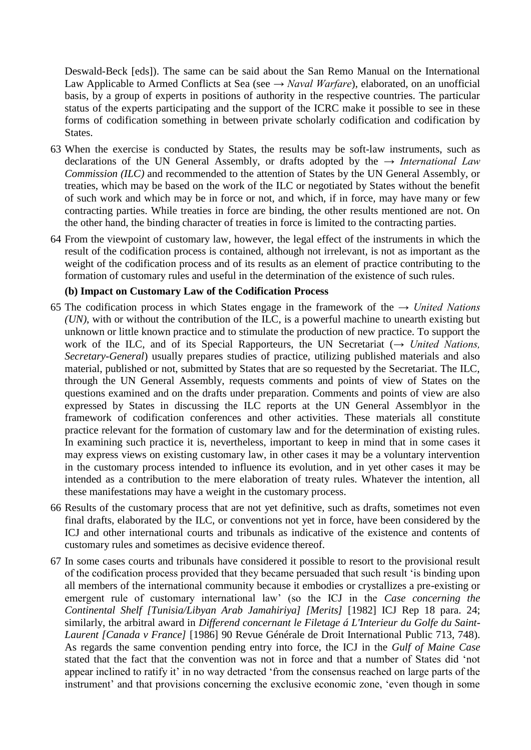Deswald-Beck [eds]). The same can be said about the San Remo Manual on the International Law Applicable to Armed Conflicts at Sea (see → *Naval Warfare*), elaborated, on an unofficial basis, by a group of experts in positions of authority in the respective countries. The particular status of the experts participating and the support of the ICRC make it possible to see in these forms of codification something in between private scholarly codification and codification by States.

63 When the exercise is conducted by States, the results may be soft-law instruments, such as declarations of the UN General Assembly, or drafts adopted by the → *International Law Commission (ILC)* and recommended to the attention of States by the UN General Assembly, or treaties, which may be based on the work of the ILC or negotiated by States without the benefit of such work and which may be in force or not, and which, if in force, may have many or few contracting parties. While treaties in force are binding, the other results mentioned are not. On the other hand, the binding character of treaties in force is limited to the contracting parties.

64 From the viewpoint of customary law, however, the legal effect of the instruments in which the result of the codification process is contained, although not irrelevant, is not as important as the weight of the codification process and of its results as an element of practice contributing to the formation of customary rules and useful in the determination of the existence of such rules.

**(b) Impact on Customary Law of the Codification Process**

65 The codification process in which States engage in the framework of the → *United Nations (UN)*, with or without the contribution of the ILC, is a powerful machine to unearth existing but unknown or little known practice and to stimulate the production of new practice. To support the work of the ILC, and of its Special Rapporteurs, the UN Secretariat (→ *United Nations, Secretary-General*) usually prepares studies of practice, utilizing published materials and also material, published or not, submitted by States that are so requested by the Secretariat. The ILC, through the UN General Assembly, requests comments and points of view of States on the questions examined and on the drafts under preparation. Comments and points of view are also expressed by States in discussing the ILC reports at the UN General Assemblyor in the framework of codification conferences and other activities. These materials all constitute practice relevant for the formation of customary law and for the determination of existing rules. In examining such practice it is, nevertheless, important to keep in mind that in some cases it may express views on existing customary law, in other cases it may be a voluntary intervention in the customary process intended to influence its evolution, and in yet other cases it may be intended as a contribution to the mere elaboration of treaty rules. Whatever the intention, all these manifestations may have a weight in the customary process.

66 Results of the customary process that are not yet definitive, such as drafts, sometimes not even final drafts, elaborated by the ILC, or conventions not yet in force, have been considered by the ICJ and other international courts and tribunals as indicative of the existence and contents of customary rules and sometimes as decisive evidence thereof.

67 In some cases courts and tribunals have considered it possible to resort to the provisional result of the codification process provided that they became persuaded that such result 'is binding upon all members of the international community because it embodies or crystallizes a pre-existing or emergent rule of customary international law' (so the ICJ in the *Case concerning the Continental Shelf [Tunisia/Libyan Arab Jamahiriya] [Merits]* [1982] ICJ Rep 18 para. 24; similarly, the arbitral award in *Differend concernant le Filetage á L'Interieur du Golfe du Saint-Laurent [Canada v France]* [1986] 90 Revue Générale de Droit International Public 713, 748). As regards the same convention pending entry into force, the ICJ in the *Gulf of Maine Case* stated that the fact that the convention was not in force and that a number of States did 'not appear inclined to ratify it' in no way detracted 'from the consensus reached on large parts of the instrument' and that provisions concerning the exclusive economic zone, 'even though in some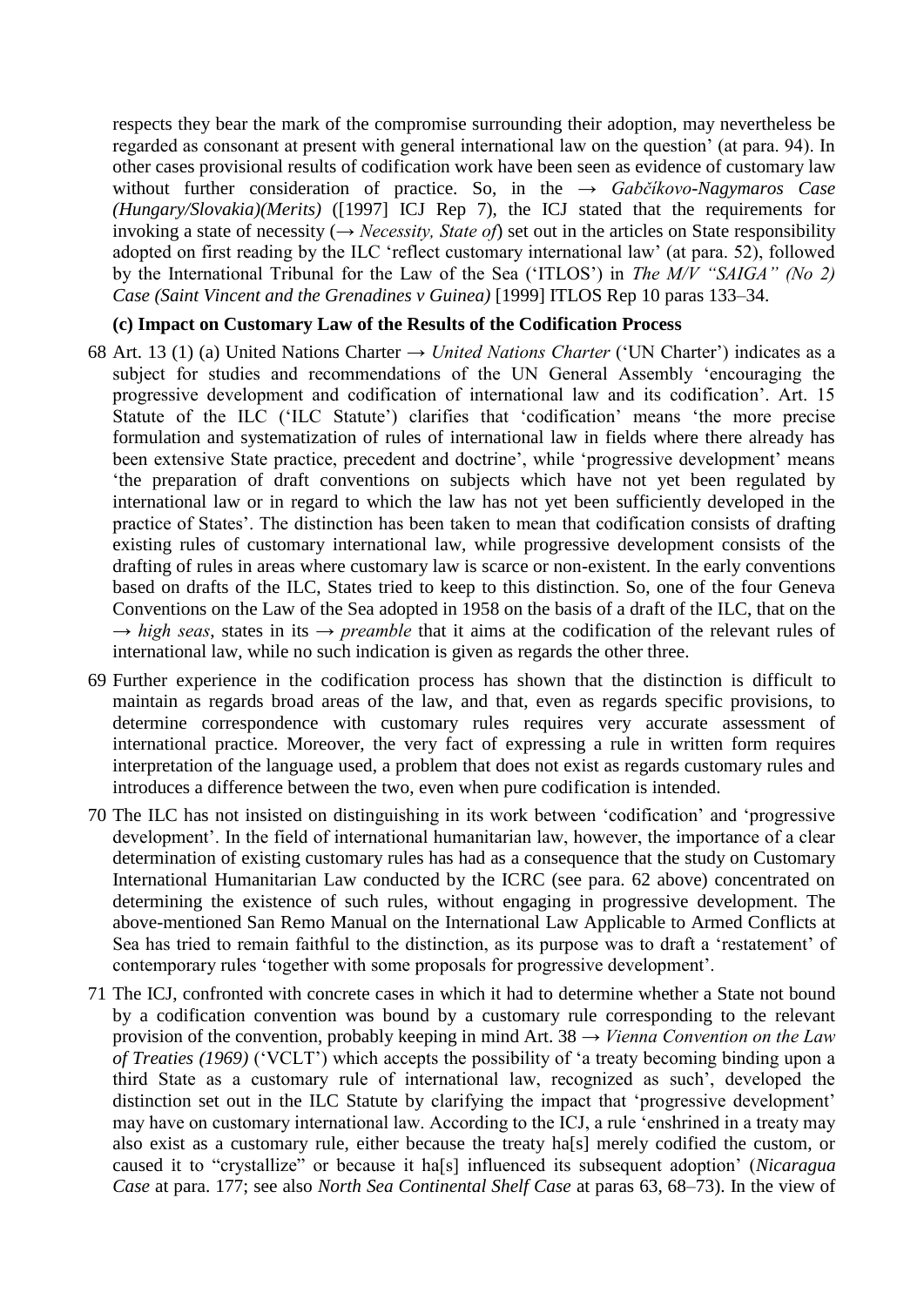respects they bear the mark of the compromise surrounding their adoption, may nevertheless be regarded as consonant at present with general international law on the question' (at para. 94). In other cases provisional results of codification work have been seen as evidence of customary law without further consideration of practice. So, in the → *Gabčíkovo-Nagymaros Case (Hungary/Slovakia)(Merits)* ([1997] ICJ Rep 7), the ICJ stated that the requirements for invoking a state of necessity (→ *Necessity, State of*) set out in the articles on State responsibility adopted on first reading by the ILC 'reflect customary international law' (at para. 52), followed by the International Tribunal for the Law of the Sea ('ITLOS') in *The M/V "SAIGA" (No 2) Case (Saint Vincent and the Grenadines v Guinea)* [1999] ITLOS Rep 10 paras 133–34.

**(c) Impact on Customary Law of the Results of the Codification Process**

68 Art. 13 (1) (a) United Nations Charter → *United Nations Charter* ('UN Charter') indicates as a subject for studies and recommendations of the UN General Assembly 'encouraging the progressive development and codification of international law and its codification'. Art. 15 Statute of the ILC ('ILC Statute') clarifies that 'codification' means 'the more precise formulation and systematization of rules of international law in fields where there already has been extensive State practice, precedent and doctrine', while 'progressive development' means 'the preparation of draft conventions on subjects which have not yet been regulated by international law or in regard to which the law has not yet been sufficiently developed in the practice of States'. The distinction has been taken to mean that codification consists of drafting existing rules of customary international law, while progressive development consists of the drafting of rules in areas where customary law is scarce or non-existent. In the early conventions based on drafts of the ILC, States tried to keep to this distinction. So, one of the four Geneva Conventions on the Law of the Sea adopted in 1958 on the basis of a draft of the ILC, that on the → *high seas*, states in its → *preamble* that it aims at the codification of the relevant rules of international law, while no such indication is given as regards the other three.

69 Further experience in the codification process has shown that the distinction is difficult to maintain as regards broad areas of the law, and that, even as regards specific provisions, to determine correspondence with customary rules requires very accurate assessment of international practice. Moreover, the very fact of expressing a rule in written form requires interpretation of the language used, a problem that does not exist as regards customary rules and introduces a difference between the two, even when pure codification is intended.

70 The ILC has not insisted on distinguishing in its work between 'codification' and 'progressive development'. In the field of international humanitarian law, however, the importance of a clear determination of existing customary rules has had as a consequence that the study on Customary International Humanitarian Law conducted by the ICRC (see para. 62 above) concentrated on determining the existence of such rules, without engaging in progressive development. The above-mentioned San Remo Manual on the International Law Applicable to Armed Conflicts at Sea has tried to remain faithful to the distinction, as its purpose was to draft a 'restatement' of contemporary rules 'together with some proposals for progressive development'.

71 The ICJ, confronted with concrete cases in which it had to determine whether a State not bound by a codification convention was bound by a customary rule corresponding to the relevant provision of the convention, probably keeping in mind Art. 38 → *Vienna Convention on the Law of Treaties (1969)* ('VCLT') which accepts the possibility of 'a treaty becoming binding upon a third State as a customary rule of international law, recognized as such', developed the distinction set out in the ILC Statute by clarifying the impact that 'progressive development' may have on customary international law. According to the ICJ, a rule 'enshrined in a treaty may also exist as a customary rule, either because the treaty ha[s] merely codified the custom, or caused it to "crystallize" or because it ha[s] influenced its subsequent adoption' (*Nicaragua Case* at para. 177; see also *North Sea Continental Shelf Case* at paras 63, 68–73). In the view of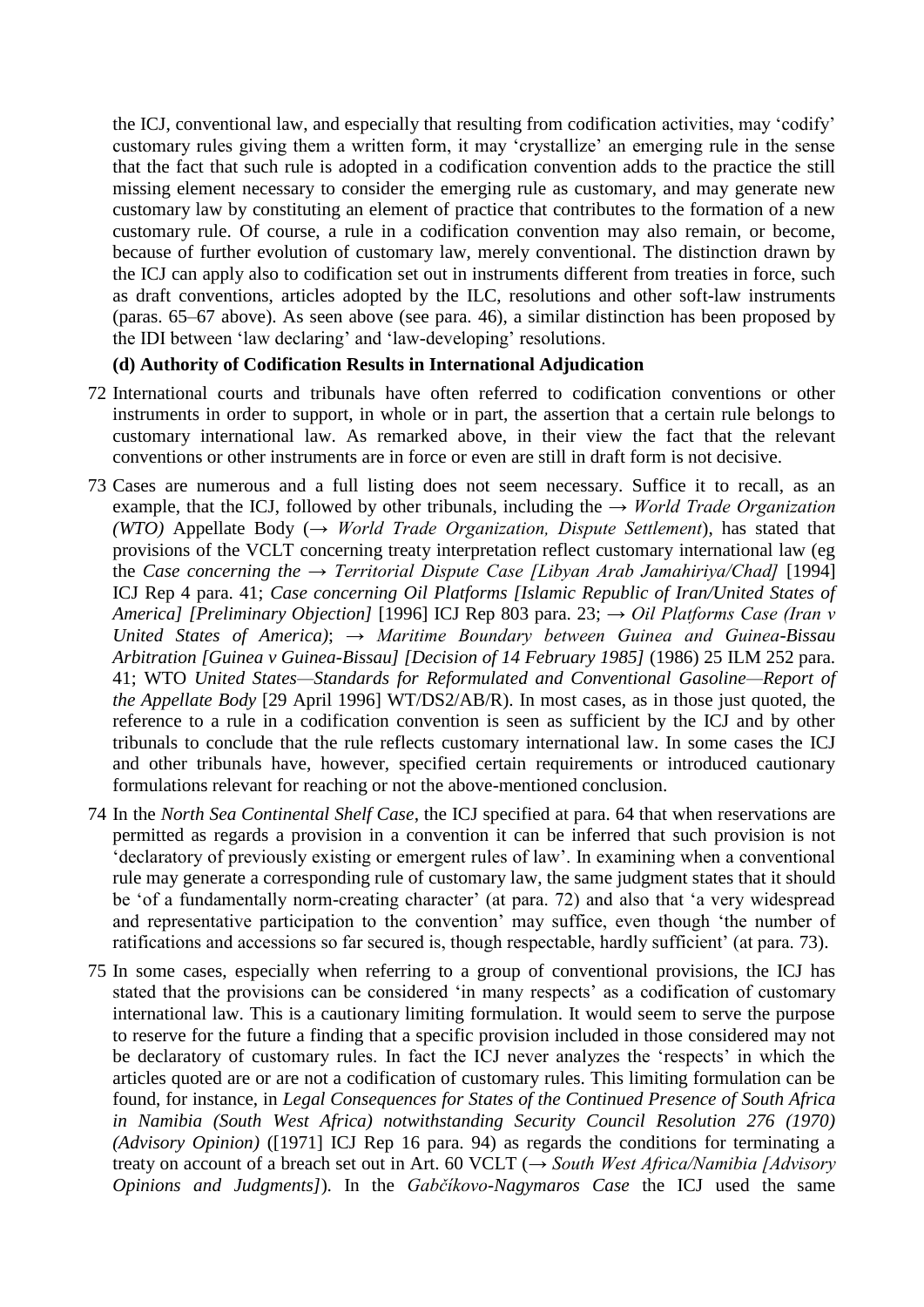the ICJ, conventional law, and especially that resulting from codification activities, may 'codify' customary rules giving them a written form, it may 'crystallize' an emerging rule in the sense that the fact that such rule is adopted in a codification convention adds to the practice the still missing element necessary to consider the emerging rule as customary, and may generate new customary law by constituting an element of practice that contributes to the formation of a new customary rule. Of course, a rule in a codification convention may also remain, or become, because of further evolution of customary law, merely conventional. The distinction drawn by the ICJ can apply also to codification set out in instruments different from treaties in force, such as draft conventions, articles adopted by the ILC, resolutions and other soft-law instruments (paras. 65–67 above). As seen above (see para. 46), a similar distinction has been proposed by the IDI between 'law declaring' and 'law-developing' resolutions.

**(d) Authority of Codification Results in International Adjudication**

72 International courts and tribunals have often referred to codification conventions or other instruments in order to support, in whole or in part, the assertion that a certain rule belongs to customary international law. As remarked above, in their view the fact that the relevant conventions or other instruments are in force or even are still in draft form is not decisive.

73 Cases are numerous and a full listing does not seem necessary. Suffice it to recall, as an example, that the ICJ, followed by other tribunals, including the → *World Trade Organization (WTO)* Appellate Body (→ *World Trade Organization, Dispute Settlement*), has stated that provisions of the VCLT concerning treaty interpretation reflect customary international law (eg the *Case concerning the → Territorial Dispute Case [Libyan Arab Jamahiriya/Chad]* [1994] ICJ Rep 4 para. 41; *Case concerning Oil Platforms [Islamic Republic of Iran/United States of America] [Preliminary Objection]* [1996] ICJ Rep 803 para. 23; → *Oil Platforms Case (Iran v United States of America)*; → *Maritime Boundary between Guinea and Guinea-Bissau Arbitration [Guinea v Guinea-Bissau] [Decision of 14 February 1985]* (1986) 25 ILM 252 para. 41; WTO *United States—Standards for Reformulated and Conventional Gasoline—Report of the Appellate Body* [29 April 1996] WT/DS2/AB/R). In most cases, as in those just quoted, the reference to a rule in a codification convention is seen as sufficient by the ICJ and by other tribunals to conclude that the rule reflects customary international law. In some cases the ICJ and other tribunals have, however, specified certain requirements or introduced cautionary formulations relevant for reaching or not the above-mentioned conclusion.

74 In the *North Sea Continental Shelf Case*, the ICJ specified at para. 64 that when reservations are permitted as regards a provision in a convention it can be inferred that such provision is not 'declaratory of previously existing or emergent rules of law'. In examining when a conventional rule may generate a corresponding rule of customary law, the same judgment states that it should be 'of a fundamentally norm-creating character' (at para. 72) and also that 'a very widespread and representative participation to the convention' may suffice, even though 'the number of ratifications and accessions so far secured is, though respectable, hardly sufficient' (at para. 73).

75 In some cases, especially when referring to a group of conventional provisions, the ICJ has stated that the provisions can be considered 'in many respects' as a codification of customary international law. This is a cautionary limiting formulation. It would seem to serve the purpose to reserve for the future a finding that a specific provision included in those considered may not be declaratory of customary rules. In fact the ICJ never analyzes the 'respects' in which the articles quoted are or are not a codification of customary rules. This limiting formulation can be found, for instance, in *Legal Consequences for States of the Continued Presence of South Africa in Namibia (South West Africa) notwithstanding Security Council Resolution 276 (1970) (Advisory Opinion)* ([1971] ICJ Rep 16 para. 94) as regards the conditions for terminating a treaty on account of a breach set out in Art. 60 VCLT (→ *South West Africa/Namibia [Advisory Opinions and Judgments]*). In the *Gabčíkovo-Nagymaros Case* the ICJ used the same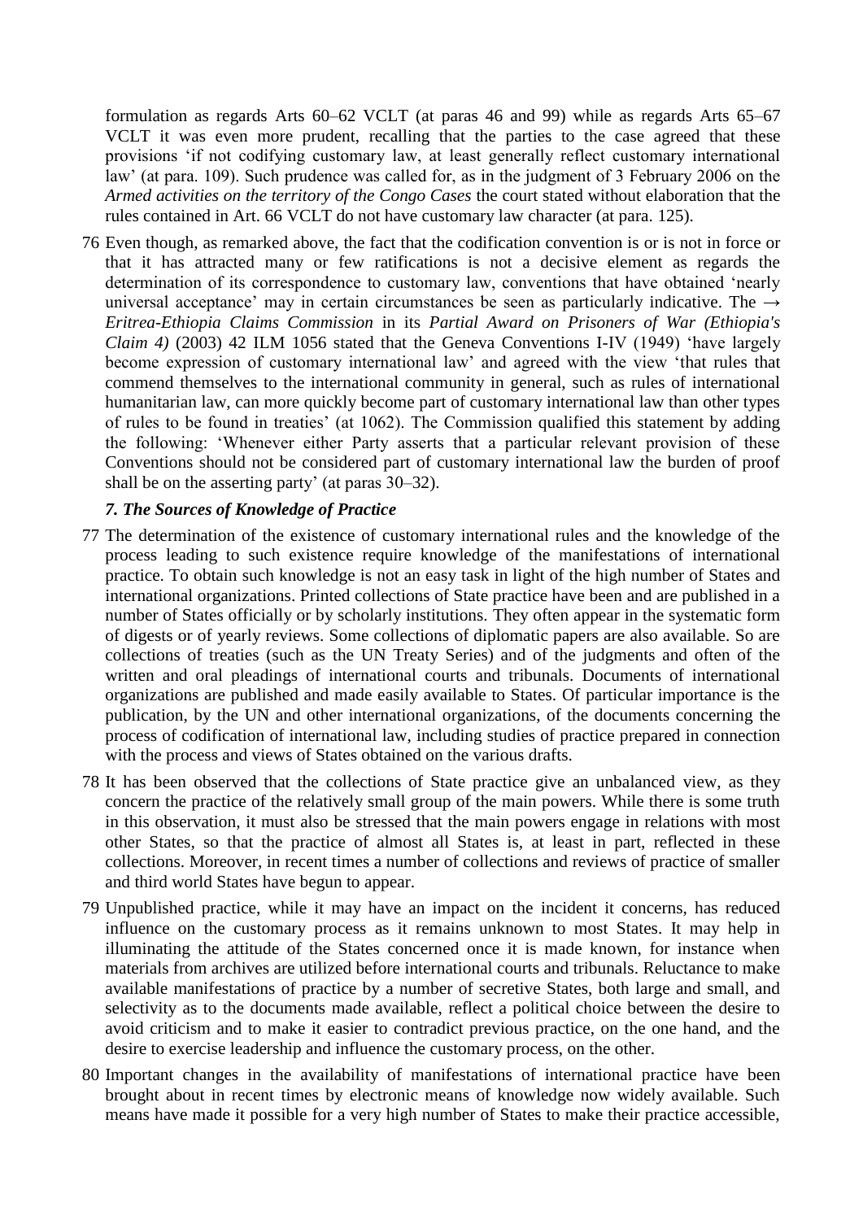formulation as regards Arts 60–62 VCLT (at paras 46 and 99) while as regards Arts 65–67 VCLT it was even more prudent, recalling that the parties to the case agreed that these provisions 'if not codifying customary law, at least generally reflect customary international law' (at para. 109). Such prudence was called for, as in the judgment of 3 February 2006 on the *Armed activities on the territory of the Congo Cases* the court stated without elaboration that the rules contained in Art. 66 VCLT do not have customary law character (at para. 125).

76 Even though, as remarked above, the fact that the codification convention is or is not in force or that it has attracted many or few ratifications is not a decisive element as regards the determination of its correspondence to customary law, conventions that have obtained 'nearly universal acceptance' may in certain circumstances be seen as particularly indicative. The → *Eritrea-Ethiopia Claims Commission* in its *Partial Award on Prisoners of War (Ethiopia's Claim 4)* (2003) 42 ILM 1056 stated that the Geneva Conventions I-IV (1949) 'have largely become expression of customary international law' and agreed with the view 'that rules that commend themselves to the international community in general, such as rules of international humanitarian law, can more quickly become part of customary international law than other types of rules to be found in treaties' (at 1062). The Commission qualified this statement by adding the following: 'Whenever either Party asserts that a particular relevant provision of these Conventions should not be considered part of customary international law the burden of proof shall be on the asserting party' (at paras 30–32).

### *7. The Sources of Knowledge of Practice*

77 The determination of the existence of customary international rules and the knowledge of the process leading to such existence require knowledge of the manifestations of international practice. To obtain such knowledge is not an easy task in light of the high number of States and international organizations. Printed collections of State practice have been and are published in a number of States officially or by scholarly institutions. They often appear in the systematic form of digests or of yearly reviews. Some collections of diplomatic papers are also available. So are collections of treaties (such as the UN Treaty Series) and of the judgments and often of the written and oral pleadings of international courts and tribunals. Documents of international organizations are published and made easily available to States. Of particular importance is the publication, by the UN and other international organizations, of the documents concerning the process of codification of international law, including studies of practice prepared in connection with the process and views of States obtained on the various drafts.

78 It has been observed that the collections of State practice give an unbalanced view, as they concern the practice of the relatively small group of the main powers. While there is some truth in this observation, it must also be stressed that the main powers engage in relations with most other States, so that the practice of almost all States is, at least in part, reflected in these collections. Moreover, in recent times a number of collections and reviews of practice of smaller and third world States have begun to appear.

79 Unpublished practice, while it may have an impact on the incident it concerns, has reduced influence on the customary process as it remains unknown to most States. It may help in illuminating the attitude of the States concerned once it is made known, for instance when materials from archives are utilized before international courts and tribunals. Reluctance to make available manifestations of practice by a number of secretive States, both large and small, and selectivity as to the documents made available, reflect a political choice between the desire to avoid criticism and to make it easier to contradict previous practice, on the one hand, and the desire to exercise leadership and influence the customary process, on the other.

80 Important changes in the availability of manifestations of international practice have been brought about in recent times by electronic means of knowledge now widely available. Such means have made it possible for a very high number of States to make their practice accessible,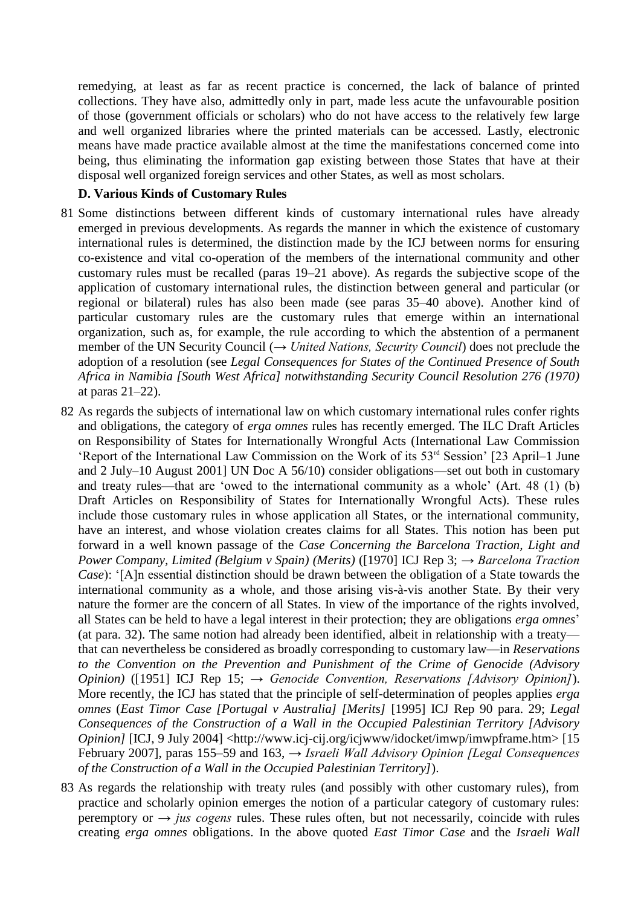remedying, at least as far as recent practice is concerned, the lack of balance of printed collections. They have also, admittedly only in part, made less acute the unfavourable position of those (government officials or scholars) who do not have access to the relatively few large and well organized libraries where the printed materials can be accessed. Lastly, electronic means have made practice available almost at the time the manifestations concerned come into being, thus eliminating the information gap existing between those States that have at their disposal well organized foreign services and other States, as well as most scholars.

### D. Various Kinds of Customary Rules

81 Some distinctions between different kinds of customary international rules have already emerged in previous developments. As regards the manner in which the existence of customary international rules is determined, the distinction made by the ICJ between norms for ensuring co-existence and vital co-operation of the members of the international community and other customary rules must be recalled (paras 19–21 above). As regards the subjective scope of the application of customary international rules, the distinction between general and particular (or regional or bilateral) rules has also been made (see paras 35–40 above). Another kind of particular customary rules are the customary rules that emerge within an international organization, such as, for example, the rule according to which the abstention of a permanent member of the UN Security Council (→ *United Nations, Security Council*) does not preclude the adoption of a resolution (see *Legal Consequences for States of the Continued Presence of South Africa in Namibia [South West Africa] notwithstanding Security Council Resolution 276 (1970)* at paras 21–22).

82 As regards the subjects of international law on which customary international rules confer rights and obligations, the category of *erga omnes* rules has recently emerged. The ILC Draft Articles on Responsibility of States for Internationally Wrongful Acts (International Law Commission 'Report of the International Law Commission on the Work of its 53rd Session' [23 April–1 June and 2 July–10 August 2001] UN Doc A 56/10) consider obligations—set out both in customary and treaty rules—that are 'owed to the international community as a whole' (Art. 48 (1) (b) Draft Articles on Responsibility of States for Internationally Wrongful Acts). These rules include those customary rules in whose application all States, or the international community, have an interest, and whose violation creates claims for all States. This notion has been put forward in a well known passage of the *Case Concerning the Barcelona Traction, Light and Power Company, Limited (Belgium v Spain) (Merits)* ([1970] ICJ Rep 3; → *Barcelona Traction Case*): '[A]n essential distinction should be drawn between the obligation of a State towards the international community as a whole, and those arising vis-à-vis another State. By their very nature the former are the concern of all States. In view of the importance of the rights involved, all States can be held to have a legal interest in their protection; they are obligations *erga omnes*' (at para. 32). The same notion had already been identified, albeit in relationship with a treaty—that can nevertheless be considered as broadly corresponding to customary law—in *Reservations to the Convention on the Prevention and Punishment of the Crime of Genocide (Advisory Opinion)* ([1951] ICJ Rep 15; → *Genocide Convention, Reservations [Advisory Opinion]*). More recently, the ICJ has stated that the principle of self-determination of peoples applies *erga omnes* (*East Timor Case [Portugal v Australia] [Merits]* [1995] ICJ Rep 90 para. 29; *Legal Consequences of the Construction of a Wall in the Occupied Palestinian Territory [Advisory Opinion]* [ICJ, 9 July 2004] <http://www.icj-cij.org/icjwww/idocket/imwp/imwpframe.htm> [15 February 2007], paras 155–59 and 163, → *Israeli Wall Advisory Opinion [Legal Consequences of the Construction of a Wall in the Occupied Palestinian Territory]*).

83 As regards the relationship with treaty rules (and possibly with other customary rules), from practice and scholarly opinion emerges the notion of a particular category of customary rules: peremptory or → *jus cogens* rules. These rules often, but not necessarily, coincide with rules creating *erga omnes* obligations. In the above quoted *East Timor Case* and the *Israeli Wall*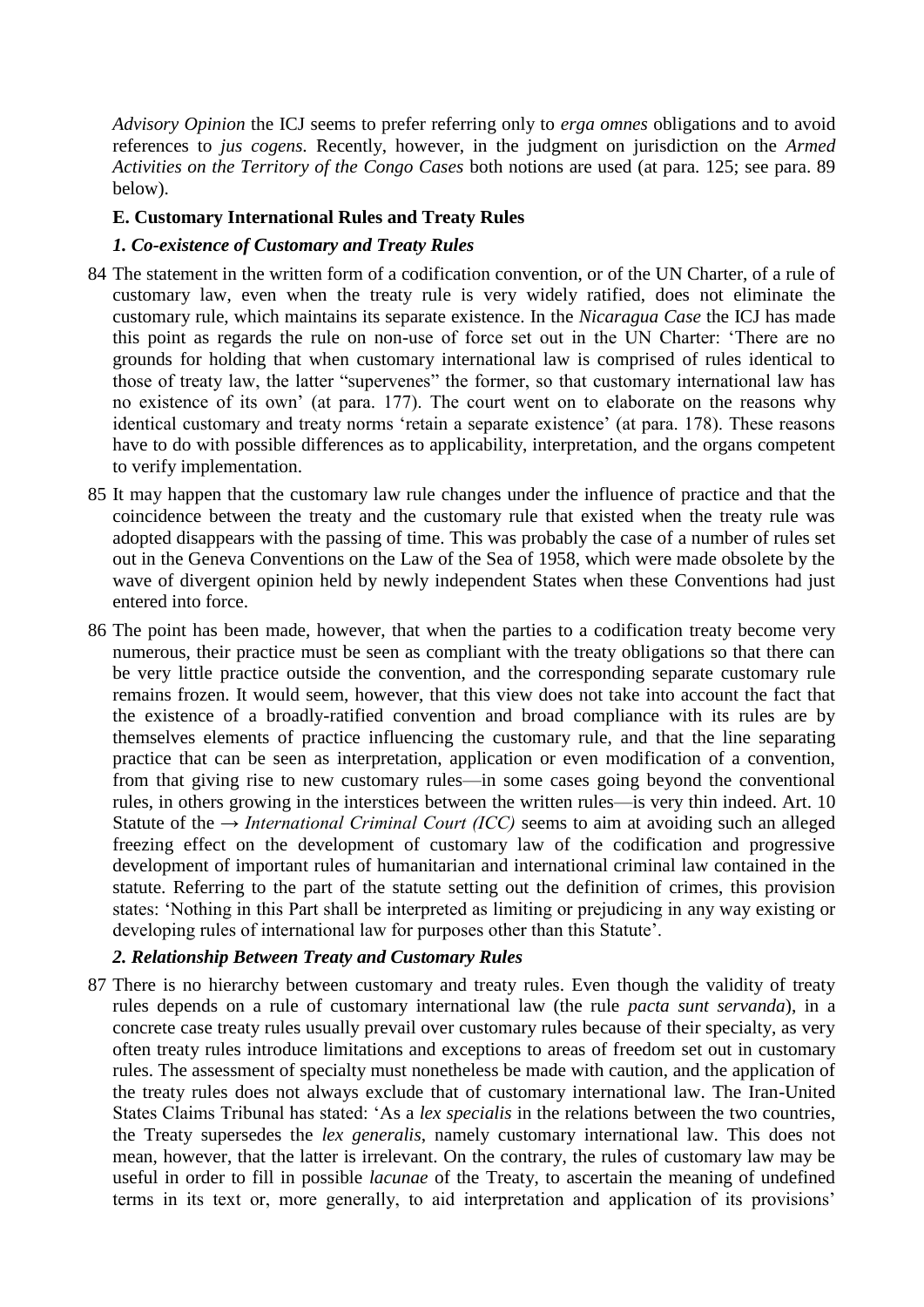*Advisory Opinion* the ICJ seems to prefer referring only to *erga omnes* obligations and to avoid references to *jus cogens.* Recently, however, in the judgment on jurisdiction on the *Armed Activities on the Territory of the Congo Cases* both notions are used (at para. 125; see para. 89 below).

### E. Customary International Rules and Treaty Rules

#### *1. Co-existence of Customary and Treaty Rules*

84 The statement in the written form of a codification convention, or of the UN Charter, of a rule of customary law, even when the treaty rule is very widely ratified, does not eliminate the customary rule, which maintains its separate existence. In the *Nicaragua Case* the ICJ has made this point as regards the rule on non-use of force set out in the UN Charter: 'There are no grounds for holding that when customary international law is comprised of rules identical to those of treaty law, the latter "supervenes" the former, so that customary international law has no existence of its own' (at para. 177). The court went on to elaborate on the reasons why identical customary and treaty norms 'retain a separate existence' (at para. 178). These reasons have to do with possible differences as to applicability, interpretation, and the organs competent to verify implementation.

85 It may happen that the customary law rule changes under the influence of practice and that the coincidence between the treaty and the customary rule that existed when the treaty rule was adopted disappears with the passing of time. This was probably the case of a number of rules set out in the Geneva Conventions on the Law of the Sea of 1958, which were made obsolete by the wave of divergent opinion held by newly independent States when these Conventions had just entered into force.

86 The point has been made, however, that when the parties to a codification treaty become very numerous, their practice must be seen as compliant with the treaty obligations so that there can be very little practice outside the convention, and the corresponding separate customary rule remains frozen. It would seem, however, that this view does not take into account the fact that the existence of a broadly-ratified convention and broad compliance with its rules are by themselves elements of practice influencing the customary rule, and that the line separating practice that can be seen as interpretation, application or even modification of a convention, from that giving rise to new customary rules—in some cases going beyond the conventional rules, in others growing in the interstices between the written rules—is very thin indeed. Art. 10 Statute of the → *International Criminal Court (ICC)* seems to aim at avoiding such an alleged freezing effect on the development of customary law of the codification and progressive development of important rules of humanitarian and international criminal law contained in the statute. Referring to the part of the statute setting out the definition of crimes, this provision states: 'Nothing in this Part shall be interpreted as limiting or prejudicing in any way existing or developing rules of international law for purposes other than this Statute'.

#### *2. Relationship Between Treaty and Customary Rules*

87 There is no hierarchy between customary and treaty rules. Even though the validity of treaty rules depends on a rule of customary international law (the rule *pacta sunt servanda*), in a concrete case treaty rules usually prevail over customary rules because of their specialty, as very often treaty rules introduce limitations and exceptions to areas of freedom set out in customary rules. The assessment of specialty must nonetheless be made with caution, and the application of the treaty rules does not always exclude that of customary international law. The Iran-United States Claims Tribunal has stated: 'As a *lex specialis* in the relations between the two countries, the Treaty supersedes the *lex generalis*, namely customary international law. This does not mean, however, that the latter is irrelevant. On the contrary, the rules of customary law may be useful in order to fill in possible *lacunae* of the Treaty, to ascertain the meaning of undefined terms in its text or, more generally, to aid interpretation and application of its provisions'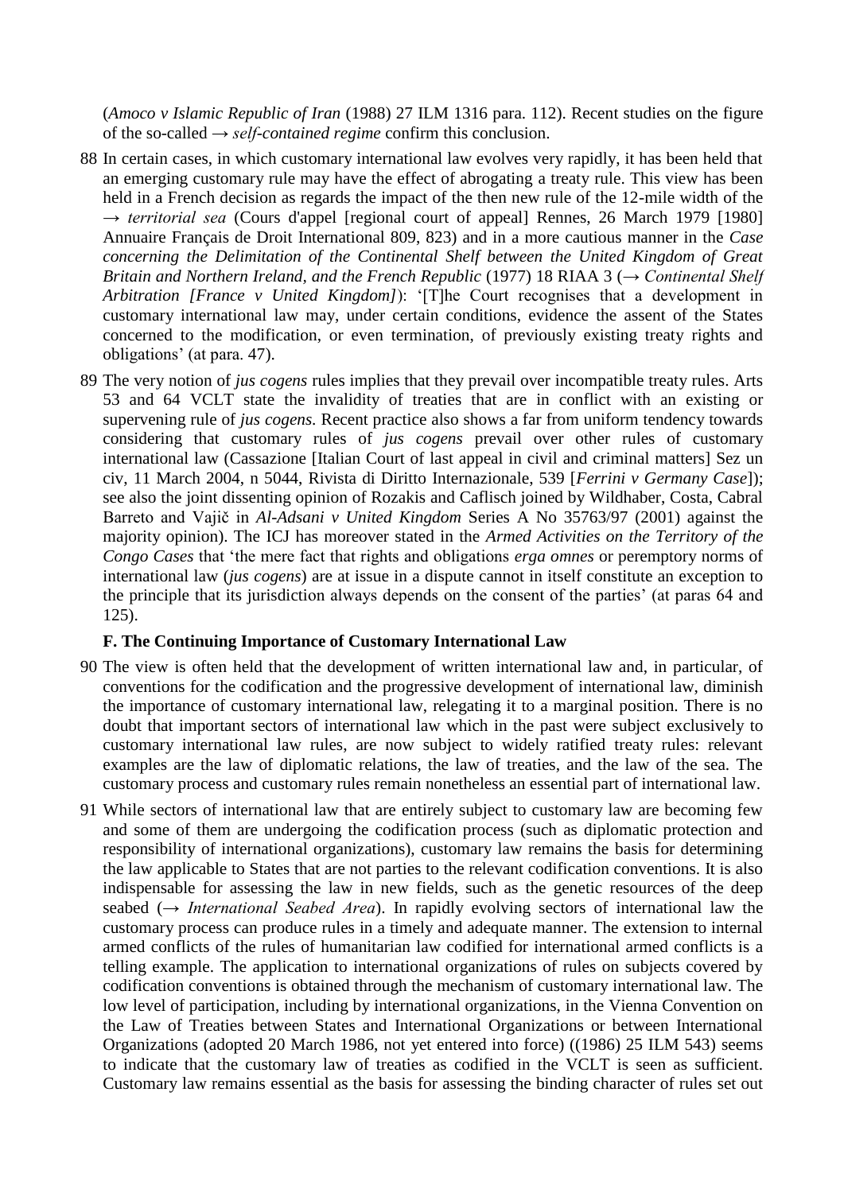(*Amoco v Islamic Republic of Iran* (1988) 27 ILM 1316 para. 112). Recent studies on the figure of the so-called → *self-contained regime* confirm this conclusion.

88 In certain cases, in which customary international law evolves very rapidly, it has been held that an emerging customary rule may have the effect of abrogating a treaty rule. This view has been held in a French decision as regards the impact of the then new rule of the 12-mile width of the → *territorial sea* (Cours d'appel [regional court of appeal] Rennes, 26 March 1979 [1980] Annuaire Français de Droit International 809, 823) and in a more cautious manner in the *Case concerning the Delimitation of the Continental Shelf between the United Kingdom of Great Britain and Northern Ireland, and the French Republic* (1977) 18 RIAA 3 (→ *Continental Shelf Arbitration [France v United Kingdom]*): '[T]he Court recognises that a development in customary international law may, under certain conditions, evidence the assent of the States concerned to the modification, or even termination, of previously existing treaty rights and obligations' (at para. 47).

89 The very notion of *jus cogens* rules implies that they prevail over incompatible treaty rules. Arts 53 and 64 VCLT state the invalidity of treaties that are in conflict with an existing or supervening rule of *jus cogens.* Recent practice also shows a far from uniform tendency towards considering that customary rules of *jus cogens* prevail over other rules of customary international law (Cassazione [Italian Court of last appeal in civil and criminal matters] Sez un civ, 11 March 2004, n 5044, Rivista di Diritto Internazionale, 539 [*Ferrini v Germany Case*]); see also the joint dissenting opinion of Rozakis and Caflisch joined by Wildhaber, Costa, Cabral Barreto and Vajič in *Al-Adsani v United Kingdom* Series A No 35763/97 (2001) against the majority opinion). The ICJ has moreover stated in the *Armed Activities on the Territory of the Congo Cases* that 'the mere fact that rights and obligations *erga omnes* or peremptory norms of international law (*jus cogens*) are at issue in a dispute cannot in itself constitute an exception to the principle that its jurisdiction always depends on the consent of the parties' (at paras 64 and 125).

### F. The Continuing Importance of Customary International Law

90 The view is often held that the development of written international law and, in particular, of conventions for the codification and the progressive development of international law, diminish the importance of customary international law, relegating it to a marginal position. There is no doubt that important sectors of international law which in the past were subject exclusively to customary international law rules, are now subject to widely ratified treaty rules: relevant examples are the law of diplomatic relations, the law of treaties, and the law of the sea. The customary process and customary rules remain nonetheless an essential part of international law.

91 While sectors of international law that are entirely subject to customary law are becoming few and some of them are undergoing the codification process (such as diplomatic protection and responsibility of international organizations), customary law remains the basis for determining the law applicable to States that are not parties to the relevant codification conventions. It is also indispensable for assessing the law in new fields, such as the genetic resources of the deep seabed (→ *International Seabed Area*). In rapidly evolving sectors of international law the customary process can produce rules in a timely and adequate manner. The extension to internal armed conflicts of the rules of humanitarian law codified for international armed conflicts is a telling example. The application to international organizations of rules on subjects covered by codification conventions is obtained through the mechanism of customary international law. The low level of participation, including by international organizations, in the Vienna Convention on the Law of Treaties between States and International Organizations or between International Organizations (adopted 20 March 1986, not yet entered into force) ((1986) 25 ILM 543) seems to indicate that the customary law of treaties as codified in the VCLT is seen as sufficient. Customary law remains essential as the basis for assessing the binding character of rules set out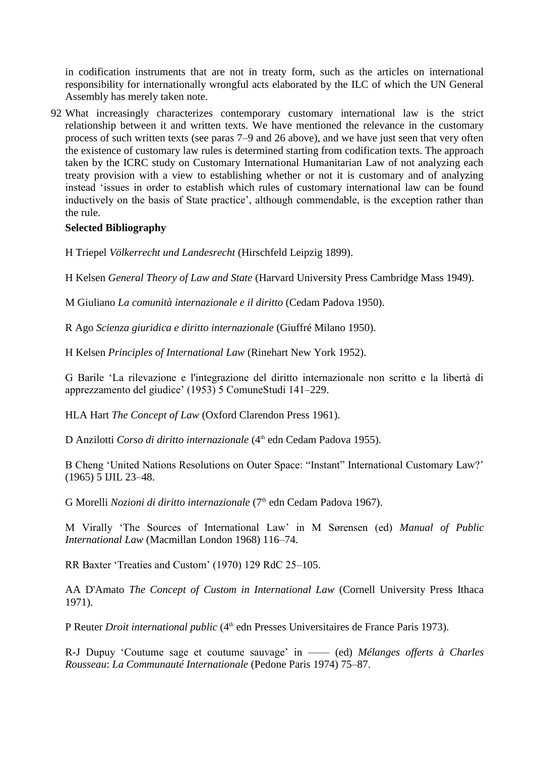in codification instruments that are not in treaty form, such as the articles on international responsibility for internationally wrongful acts elaborated by the ILC of which the UN General Assembly has merely taken note.

92 What increasingly characterizes contemporary customary international law is the strict relationship between it and written texts. We have mentioned the relevance in the customary process of such written texts (see paras 7–9 and 26 above), and we have just seen that very often the existence of customary law rules is determined starting from codification texts. The approach taken by the ICRC study on Customary International Humanitarian Law of not analyzing each treaty provision with a view to establishing whether or not it is customary and of analyzing instead 'issues in order to establish which rules of customary international law can be found inductively on the basis of State practice', although commendable, is the exception rather than the rule.

**Selected Bibliography**

H Triepel *Völkerrecht und Landesrecht* (Hirschfeld Leipzig 1899).

H Kelsen *General Theory of Law and State* (Harvard University Press Cambridge Mass 1949).

M Giuliano *La comunità internazionale e il diritto* (Cedam Padova 1950).

R Ago *Scienza giuridica e diritto internazionale* (Giuffré Milano 1950).

H Kelsen *Principles of International Law* (Rinehart New York 1952).

G Barile 'La rilevazione e l'integrazione del diritto internazionale non scritto e la libertà di apprezzamento del giudice' (1953) 5 ComuneStudi 141–229.

HLA Hart *The Concept of Law* (Oxford Clarendon Press 1961).

D Anzilotti *Corso di diritto internazionale* (4th edn Cedam Padova 1955).

B Cheng 'United Nations Resolutions on Outer Space: "Instant" International Customary Law?' (1965) 5 IJIL 23–48.

G Morelli *Nozioni di diritto internazionale* (7th edn Cedam Padova 1967).

M Virally 'The Sources of International Law' in M Sørensen (ed) *Manual of Public International Law* (Macmillan London 1968) 116–74.

RR Baxter 'Treaties and Custom' (1970) 129 RdC 25–105.

AA D'Amato *The Concept of Custom in International Law* (Cornell University Press Ithaca 1971).

P Reuter *Droit international public* (4th edn Presses Universitaires de France Paris 1973).

R-J Dupuy 'Coutume sage et coutume sauvage' in —— (ed) *Mélanges offerts à Charles Rousseau*: *La Communauté Internationale* (Pedone Paris 1974) 75–87.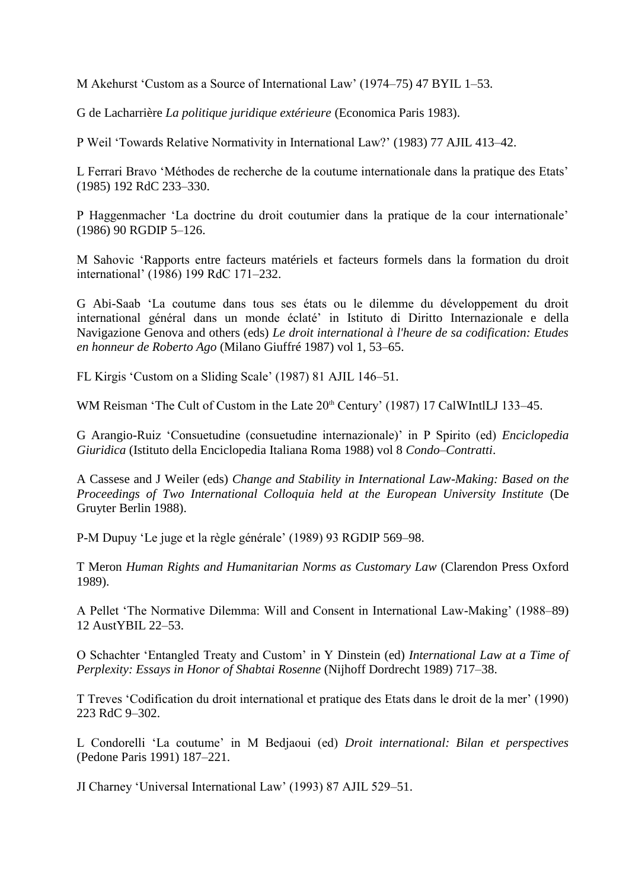M Akehurst ‘Custom as a Source of International Law’ (1974–75) 47 BYIL 1–53.

G de Lacharrière *La politique juridique extérieure* (Economica Paris 1983).

P Weil ‘Towards Relative Normativity in International Law?’ (1983) 77 AJIL 413–42.

L Ferrari Bravo ‘Méthodes de recherche de la coutume internationale dans la pratique des Etats’ (1985) 192 RdC 233–330.

P Haggenmacher ‘La doctrine du droit coutumier dans la pratique de la cour internationale’ (1986) 90 RGDIP 5–126.

M Sahovic ‘Rapports entre facteurs matériels et facteurs formels dans la formation du droit international’ (1986) 199 RdC 171–232.

G Abi-Saab ‘La coutume dans tous ses états ou le dilemme du développement du droit international général dans un monde éclaté’ in Istituto di Diritto Internazionale e della Navigazione Genova and others (eds) *Le droit international à l'heure de sa codification: Etudes en honneur de Roberto Ago* (Milano Giuffré 1987) vol 1, 53–65.

FL Kirgis ‘Custom on a Sliding Scale’ (1987) 81 AJIL 146–51.

WM Reisman ‘The Cult of Custom in the Late 20th Century’ (1987) 17 CalWIntlLJ 133–45.

G Arangio-Ruiz ‘Consuetudine (consuetudine internazionale)’ in P Spirito (ed) *Enciclopedia Giuridica* (Istituto della Enciclopedia Italiana Roma 1988) vol 8 *Condo–Contratti*.

A Cassese and J Weiler (eds) *Change and Stability in International Law-Making: Based on the Proceedings of Two International Colloquia held at the European University Institute* (De Gruyter Berlin 1988).

P-M Dupuy ‘Le juge et la règle générale’ (1989) 93 RGDIP 569–98.

T Meron *Human Rights and Humanitarian Norms as Customary Law* (Clarendon Press Oxford 1989).

A Pellet ‘The Normative Dilemma: Will and Consent in International Law-Making’ (1988–89) 12 AustYBIL 22–53.

O Schachter ‘Entangled Treaty and Custom’ in Y Dinstein (ed) *International Law at a Time of Perplexity: Essays in Honor of Shabtai Rosenne* (Nijhoff Dordrecht 1989) 717–38.

T Treves ‘Codification du droit international et pratique des Etats dans le droit de la mer’ (1990) 223 RdC 9–302.

L Condorelli ‘La coutume’ in M Bedjaoui (ed) *Droit international: Bilan et perspectives* (Pedone Paris 1991) 187–221.

JI Charney ‘Universal International Law’ (1993) 87 AJIL 529–51.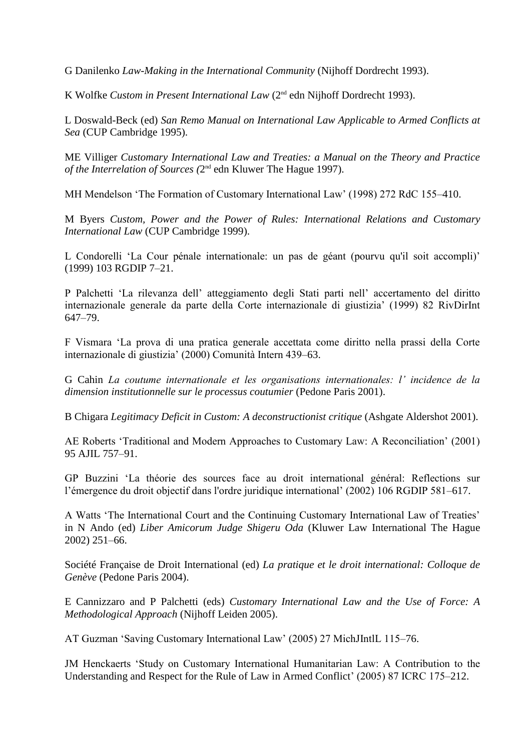G Danilenko *Law-Making in the International Community* (Nijhoff Dordrecht 1993).

K Wolfke *Custom in Present International Law* (2nd edn Nijhoff Dordrecht 1993).

L Doswald-Beck (ed) *San Remo Manual on International Law Applicable to Armed Conflicts at Sea* (CUP Cambridge 1995).

ME Villiger *Customary International Law and Treaties: a Manual on the Theory and Practice of the Interrelation of Sources (*2nd edn Kluwer The Hague 1997).

MH Mendelson 'The Formation of Customary International Law' (1998) 272 RdC 155–410.

M Byers *Custom, Power and the Power of Rules: International Relations and Customary International Law* (CUP Cambridge 1999).

L Condorelli 'La Cour pénale internationale: un pas de géant (pourvu qu'il soit accompli)' (1999) 103 RGDIP 7–21.

P Palchetti 'La rilevanza dell' atteggiamento degli Stati parti nell' accertamento del diritto internazionale generale da parte della Corte internazionale di giustizia' (1999) 82 RivDirInt 647–79.

F Vismara 'La prova di una pratica generale accettata come diritto nella prassi della Corte internazionale di giustizia' (2000) Comunità Intern 439–63.

G Cahin *La coutume internationale et les organisations internationales: l' incidence de la dimension institutionnelle sur le processus coutumier* (Pedone Paris 2001).

B Chigara *Legitimacy Deficit in Custom: A deconstructionist critique* (Ashgate Aldershot 2001).

AE Roberts 'Traditional and Modern Approaches to Customary Law: A Reconciliation' (2001) 95 AJIL 757–91.

GP Buzzini 'La théorie des sources face au droit international général: Reflections sur l'émergence du droit objectif dans l'ordre juridique international' (2002) 106 RGDIP 581–617.

A Watts 'The International Court and the Continuing Customary International Law of Treaties' in N Ando (ed) *Liber Amicorum Judge Shigeru Oda* (Kluwer Law International The Hague 2002) 251–66.

Société Française de Droit International (ed) *La pratique et le droit international: Colloque de Genève* (Pedone Paris 2004).

E Cannizzaro and P Palchetti (eds) *Customary International Law and the Use of Force: A Methodological Approach* (Nijhoff Leiden 2005).

AT Guzman 'Saving Customary International Law' (2005) 27 MichJIntlL 115–76.

JM Henckaerts 'Study on Customary International Humanitarian Law: A Contribution to the Understanding and Respect for the Rule of Law in Armed Conflict' (2005) 87 ICRC 175–212.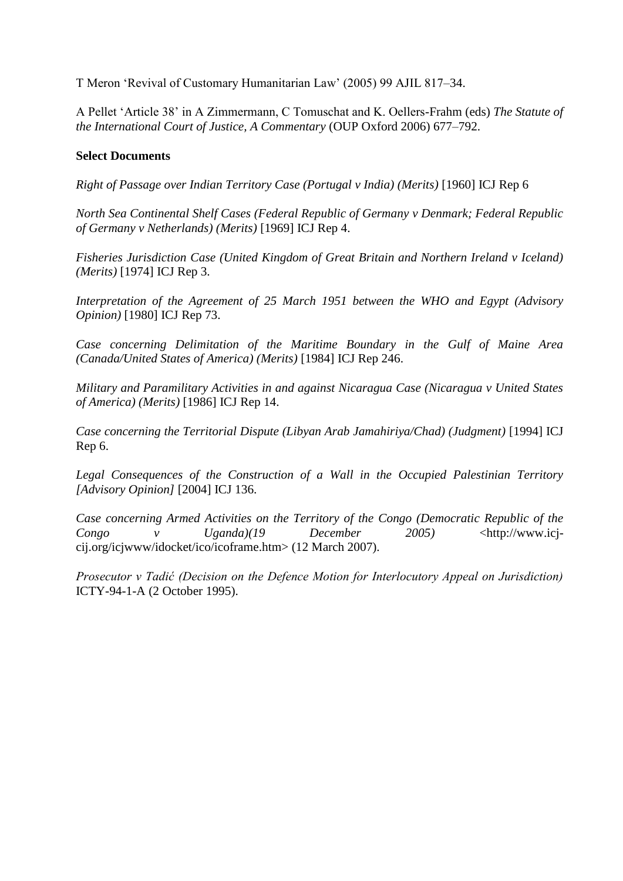T Meron ‘Revival of Customary Humanitarian Law’ (2005) 99 AJIL 817–34.

A Pellet ‘Article 38’ in A Zimmermann, C Tomuschat and K. Oellers-Frahm (eds) *The Statute of the International Court of Justice, A Commentary* (OUP Oxford 2006) 677–792.

**Select Documents**

*Right of Passage over Indian Territory Case (Portugal v India) (Merits)* [1960] ICJ Rep 6

*North Sea Continental Shelf Cases (Federal Republic of Germany v Denmark; Federal Republic of Germany v Netherlands) (Merits)* [1969] ICJ Rep 4.

*Fisheries Jurisdiction Case (United Kingdom of Great Britain and Northern Ireland v Iceland) (Merits)* [1974] ICJ Rep 3.

*Interpretation of the Agreement of 25 March 1951 between the WHO and Egypt (Advisory Opinion)* [1980] ICJ Rep 73.

*Case concerning Delimitation of the Maritime Boundary in the Gulf of Maine Area (Canada/United States of America) (Merits)* [1984] ICJ Rep 246.

*Military and Paramilitary Activities in and against Nicaragua Case (Nicaragua v United States of America) (Merits)* [1986] ICJ Rep 14.

*Case concerning the Territorial Dispute (Libyan Arab Jamahiriya/Chad) (Judgment)* [1994] ICJ Rep 6.

*Legal Consequences of the Construction of a Wall in the Occupied Palestinian Territory [Advisory Opinion]* [2004] ICJ 136.

*Case concerning Armed Activities on the Territory of the Congo (Democratic Republic of the Congo v Uganda)(19 December 2005)* <http://www.icj-cij.org/icjwww/idocket/ico/icoframe.htm> (12 March 2007).

*Prosecutor v Tadić (Decision on the Defence Motion for Interlocutory Appeal on Jurisdiction)* ICTY-94-1-A (2 October 1995).